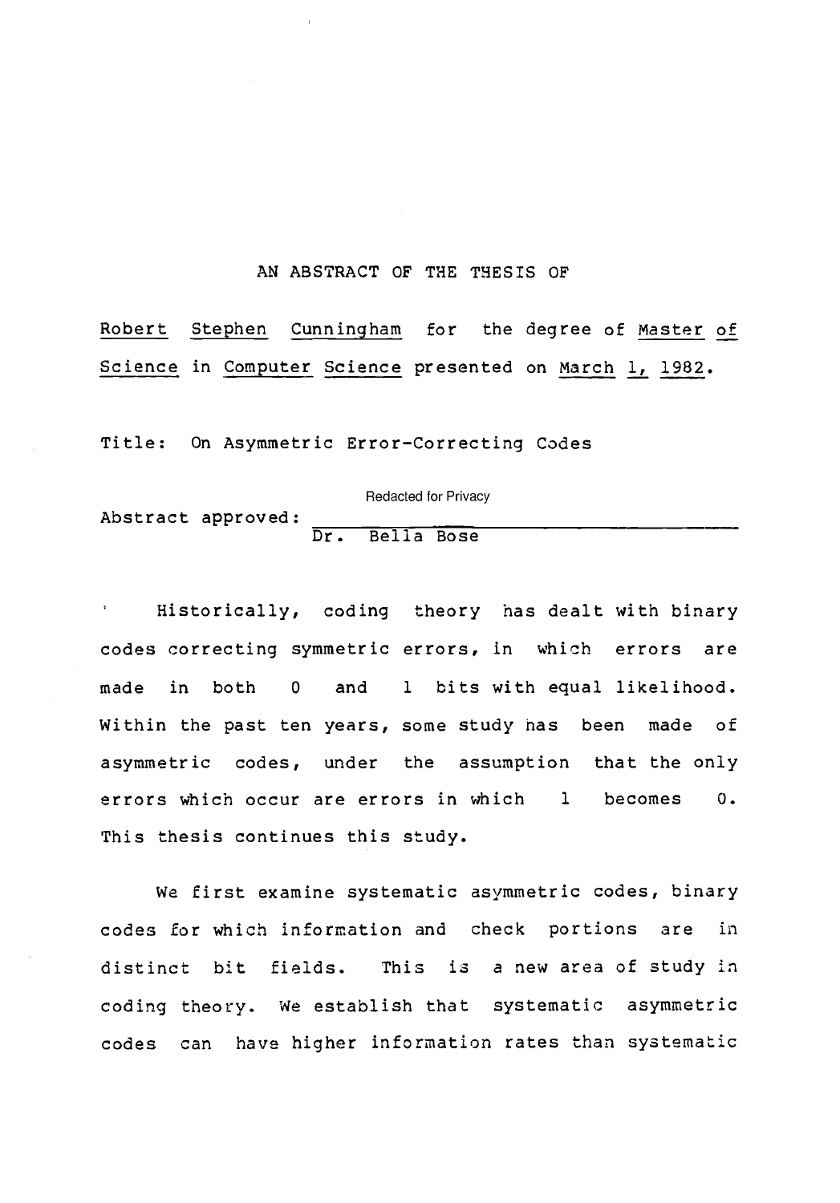AN ABSTRACT OF THE THESIS OF

Robert Stephen Cunningham for the degree of Master of Science in Computer Science presented on March 1, 1982.

Title: On Asymmetric Error-Correcting Codes

Abstract approved: Redacted for Privacy
Dr. Bella Bose

Historically, coding theory has dealt with binary codes correcting symmetric errors, in which errors are made in both 0 and 1 bits with equal likelihood. Within the past ten years, some study has been made of asymmetric codes, under the assumption that the only errors which occur are errors in which 1 becomes 0. This thesis continues this study.

We first examine systematic asymmetric codes, binary codes for which information and check portions are in distinct bit fields. This is a new area of study in coding theory. We establish that systematic asymmetric codes can have higher information rates than systematic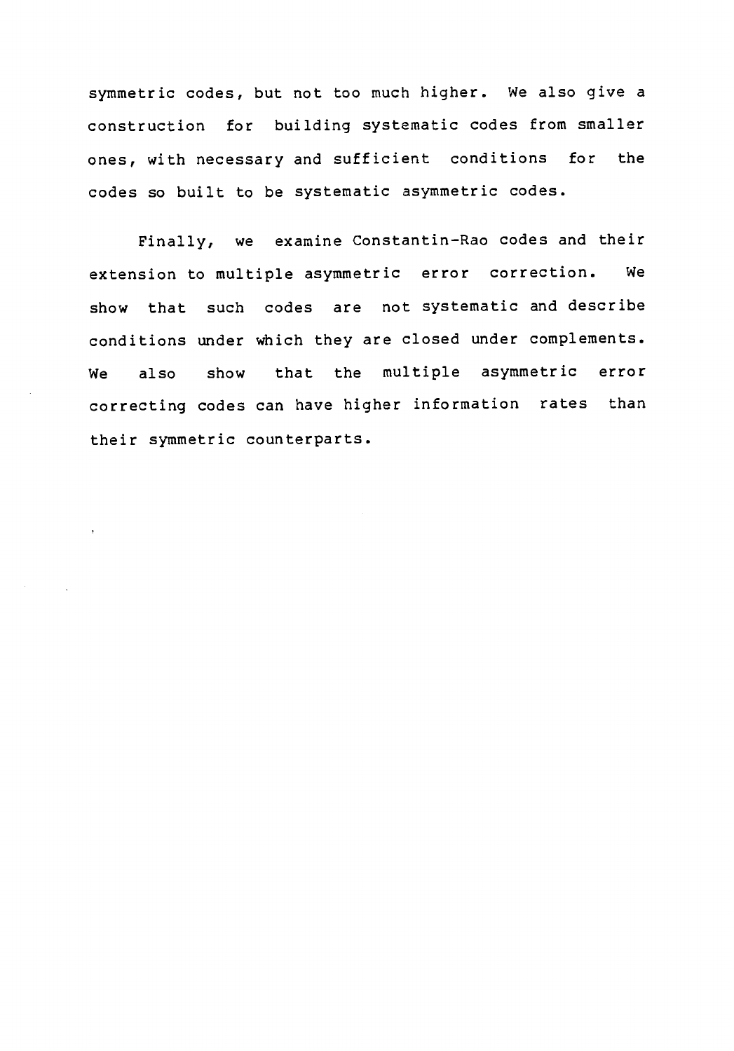symmetric codes, but not too much higher. We also give a construction for building systematic codes from smaller ones, with necessary and sufficient conditions for the codes so built to be systematic asymmetric codes.

Finally, we examine Constantin-Rao codes and their extension to multiple asymmetric error correction. We show that such codes are not systematic and describe conditions under which they are closed under complements. We also show that the multiple asymmetric error correcting codes can have higher information rates than their symmetric counterparts.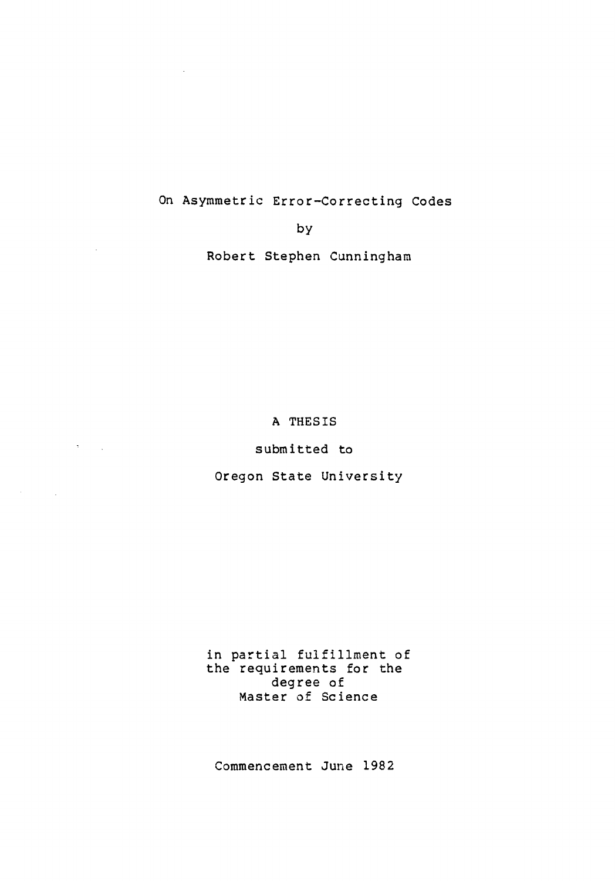On Asymmetric Error-Correcting Codes

by

Robert Stephen Cunningham

A THESIS

submitted to

Oregon State University

in partial fulfillment of
the requirements for the
degree of
Master of Science

Commencement June 1982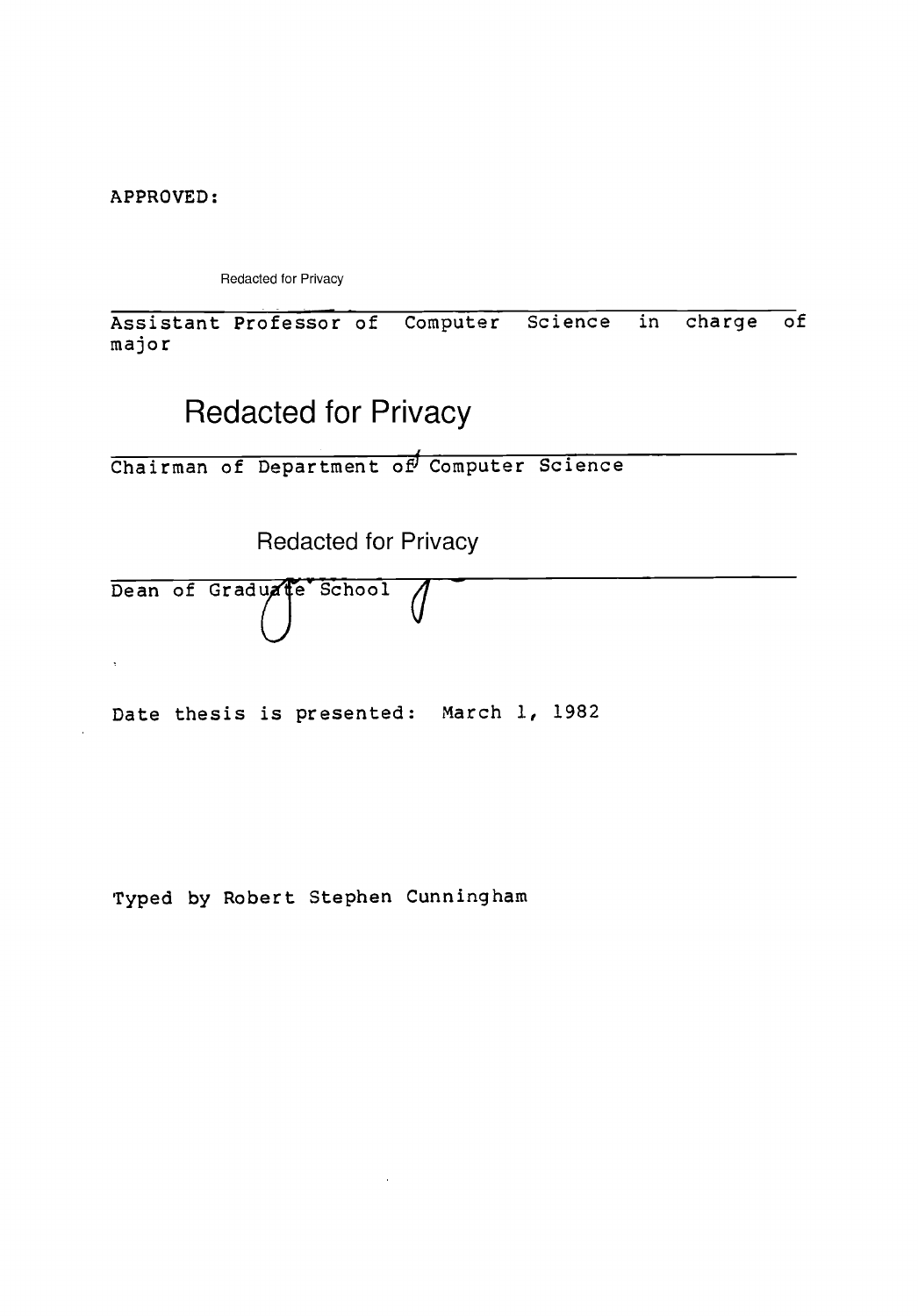APPROVED:

Redacted for Privacy

Assistant Professor of Computer Science in charge of major

Redacted for Privacy

Chairman of Department of Computer Science

Redacted for Privacy

Dean of Graduate School

Date thesis is presented: March 1, 1982

Typed by Robert Stephen Cunningham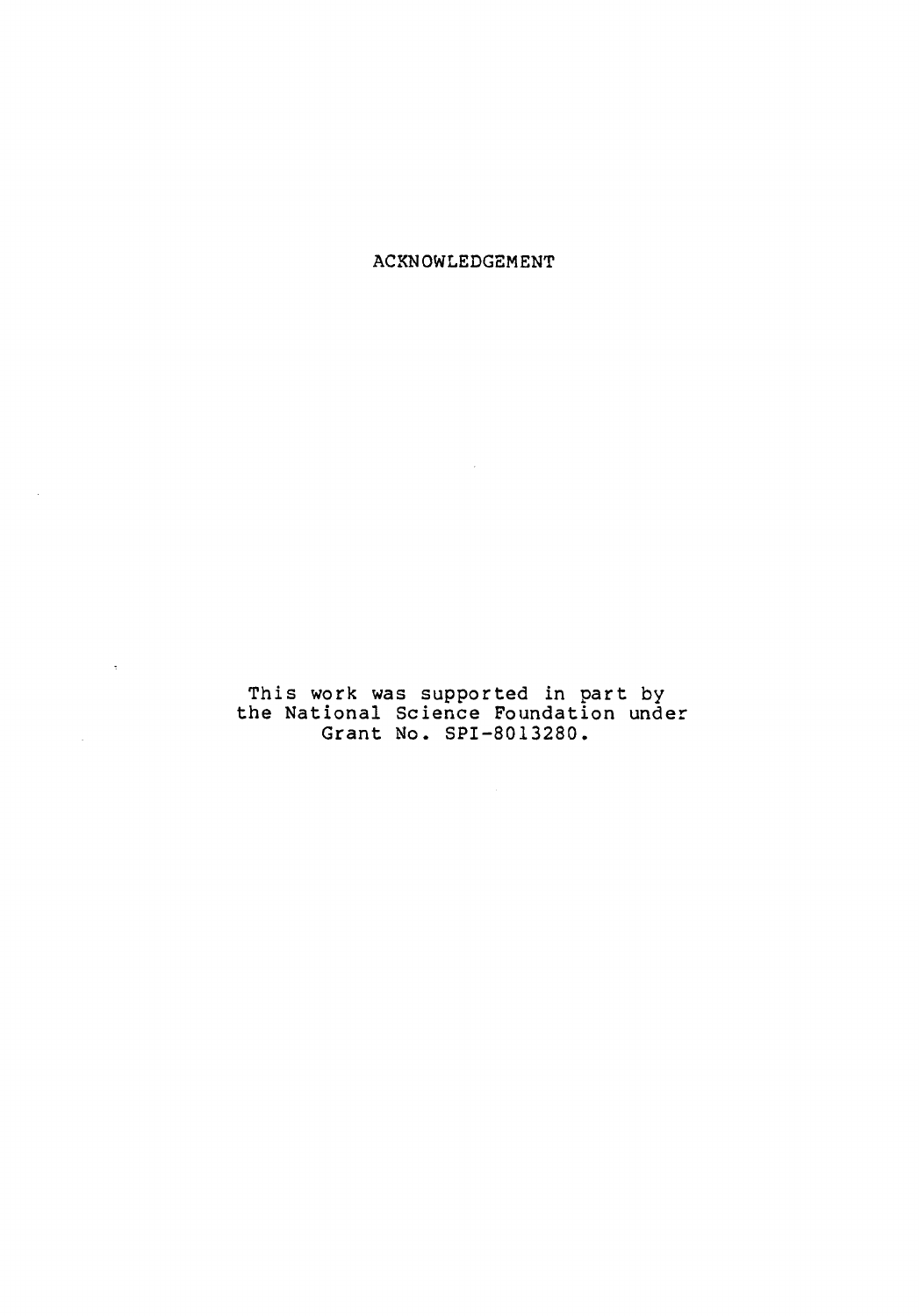# ACKNOWLEDGEMENT

This work was supported in part by the National Science Foundation under Grant No. SPI-8013280.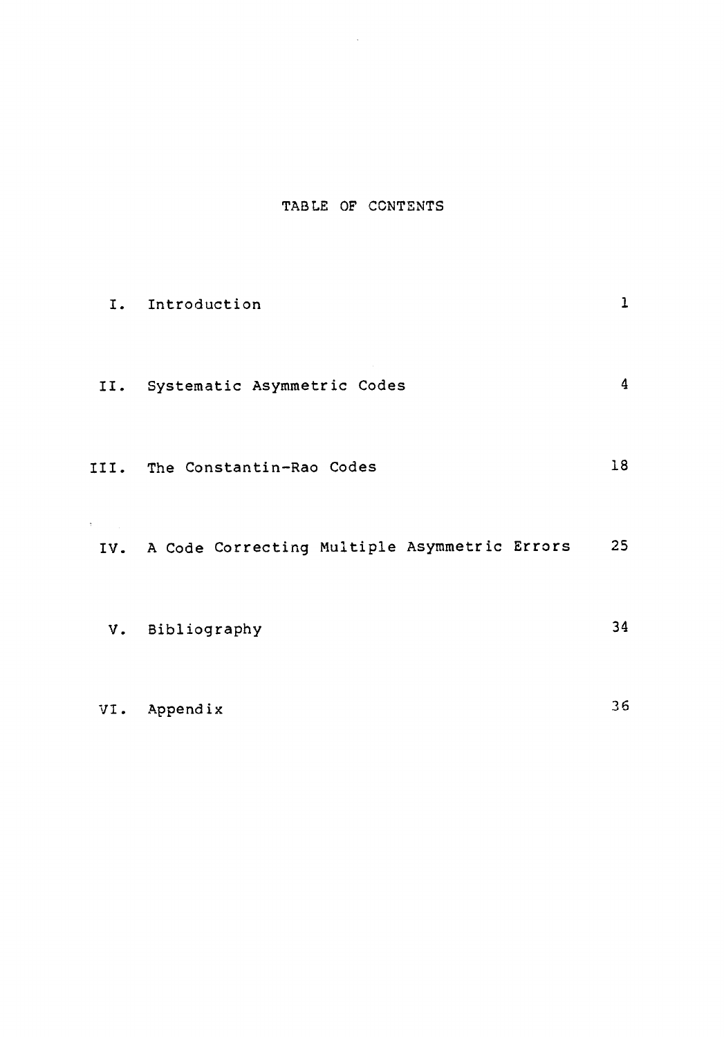# TABLE OF CONTENTS

| | | |
|---|---|---|
| I. | Introduction | 1 |
| II. | Systematic Asymmetric Codes | 4 |
| III. | The Constantin-Rao Codes | 18 |
| IV. | A Code Correcting Multiple Asymmetric Errors | 25 |
| V. | Bibliography | 34 |
| VI. | Appendix | 36 |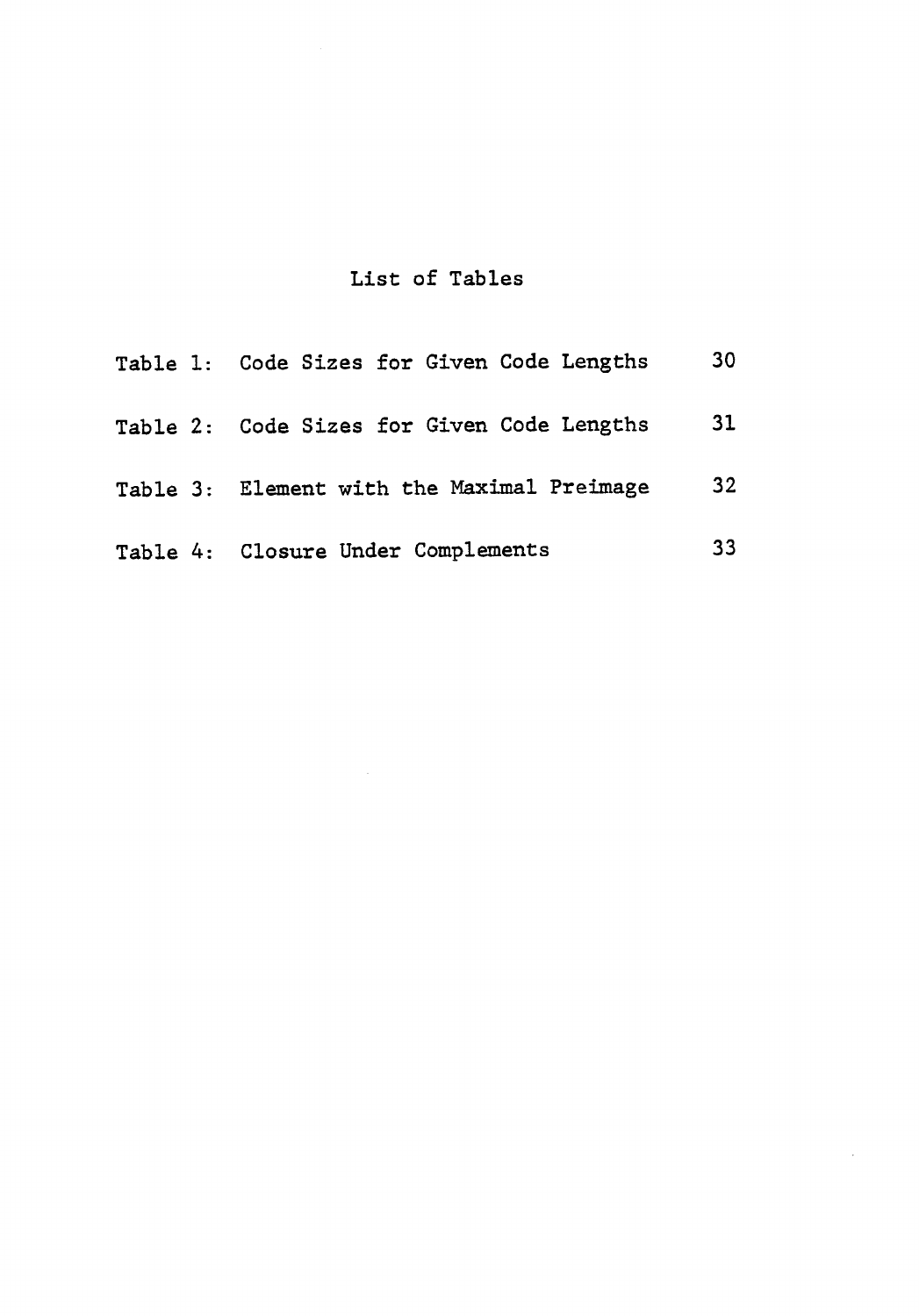# List of Tables

| | | |
|---|---|---|
| Table 1: | Code Sizes for Given Code Lengths | 30 |
| Table 2: | Code Sizes for Given Code Lengths | 31 |
| Table 3: | Element with the Maximal Preimage | 32 |
| Table 4: | Closure Under Complements | 33 |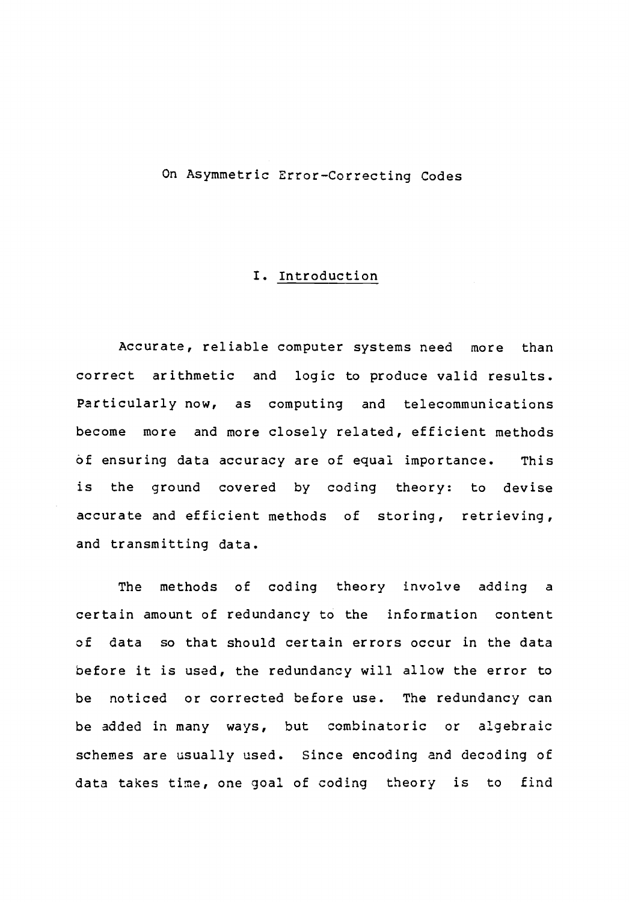# On Asymmetric Error-Correcting Codes

## I. Introduction

Accurate, reliable computer systems need more than correct arithmetic and logic to produce valid results. Particularly now, as computing and telecommunications become more and more closely related, efficient methods of ensuring data accuracy are of equal importance. This is the ground covered by coding theory: to devise accurate and efficient methods of storing, retrieving, and transmitting data.

The methods of coding theory involve adding a certain amount of redundancy to the information content of data so that should certain errors occur in the data before it is used, the redundancy will allow the error to be noticed or corrected before use. The redundancy can be added in many ways, but combinatoric or algebraic schemes are usually used. Since encoding and decoding of data takes time, one goal of coding theory is to find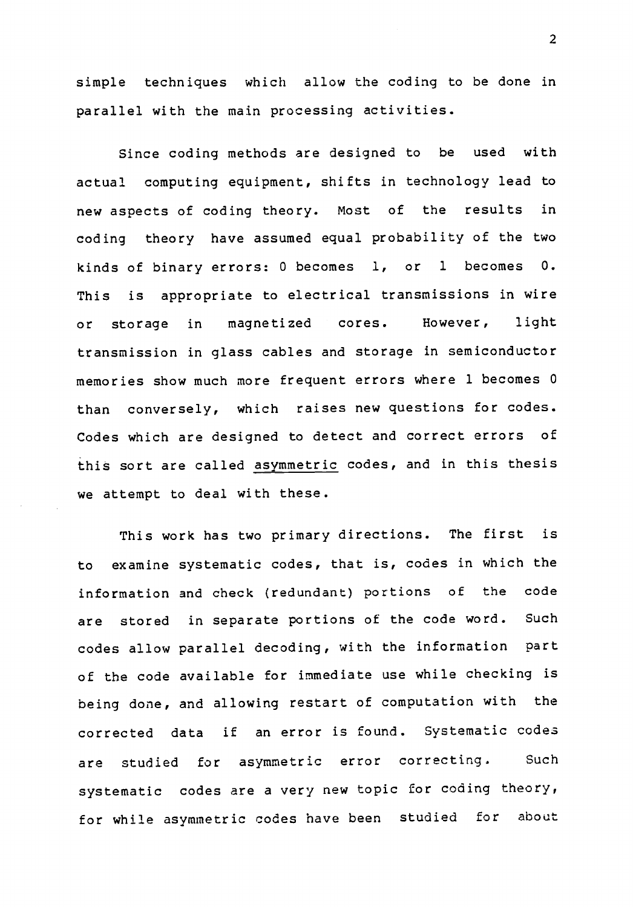simple techniques which allow the coding to be done in parallel with the main processing activities.

Since coding methods are designed to be used with actual computing equipment, shifts in technology lead to new aspects of coding theory. Most of the results in coding theory have assumed equal probability of the two kinds of binary errors: 0 becomes 1, or 1 becomes 0. This is appropriate to electrical transmissions in wire or storage in magnetized cores. However, light transmission in glass cables and storage in semiconductor memories show much more frequent errors where 1 becomes 0 than conversely, which raises new questions for codes. Codes which are designed to detect and correct errors of this sort are called <u>asymmetric</u> codes, and in this thesis we attempt to deal with these.

This work has two primary directions. The first is to examine systematic codes, that is, codes in which the information and check (redundant) portions of the code are stored in separate portions of the code word. Such codes allow parallel decoding, with the information part of the code available for immediate use while checking is being done, and allowing restart of computation with the corrected data if an error is found. Systematic codes are studied for asymmetric error correcting. Such systematic codes are a very new topic for coding theory, for while asymmetric codes have been studied for about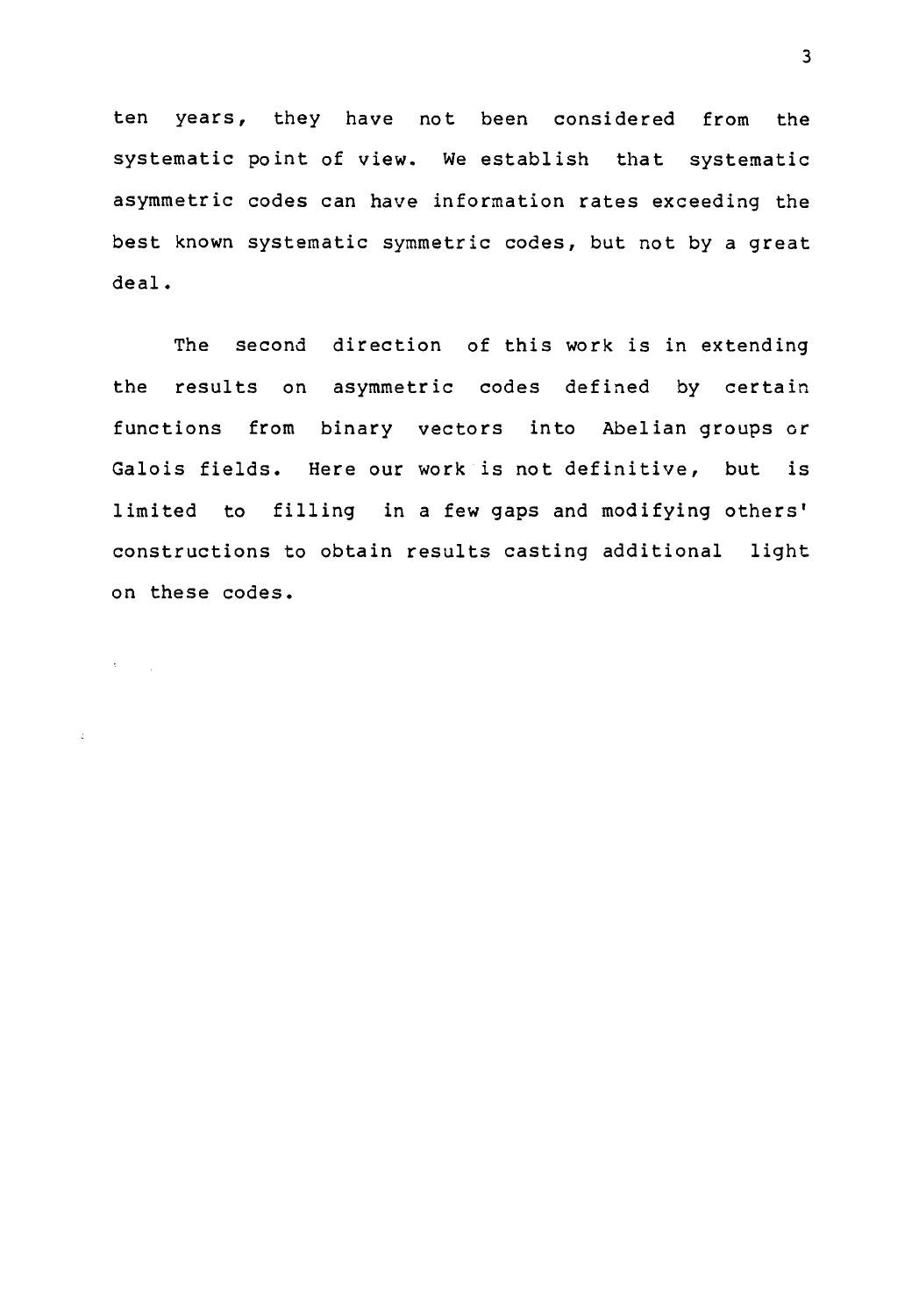ten years, they have not been considered from the systematic point of view. We establish that systematic asymmetric codes can have information rates exceeding the best known systematic symmetric codes, but not by a great deal.

The second direction of this work is in extending the results on asymmetric codes defined by certain functions from binary vectors into Abelian groups or Galois fields. Here our work is not definitive, but is limited to filling in a few gaps and modifying others' constructions to obtain results casting additional light on these codes.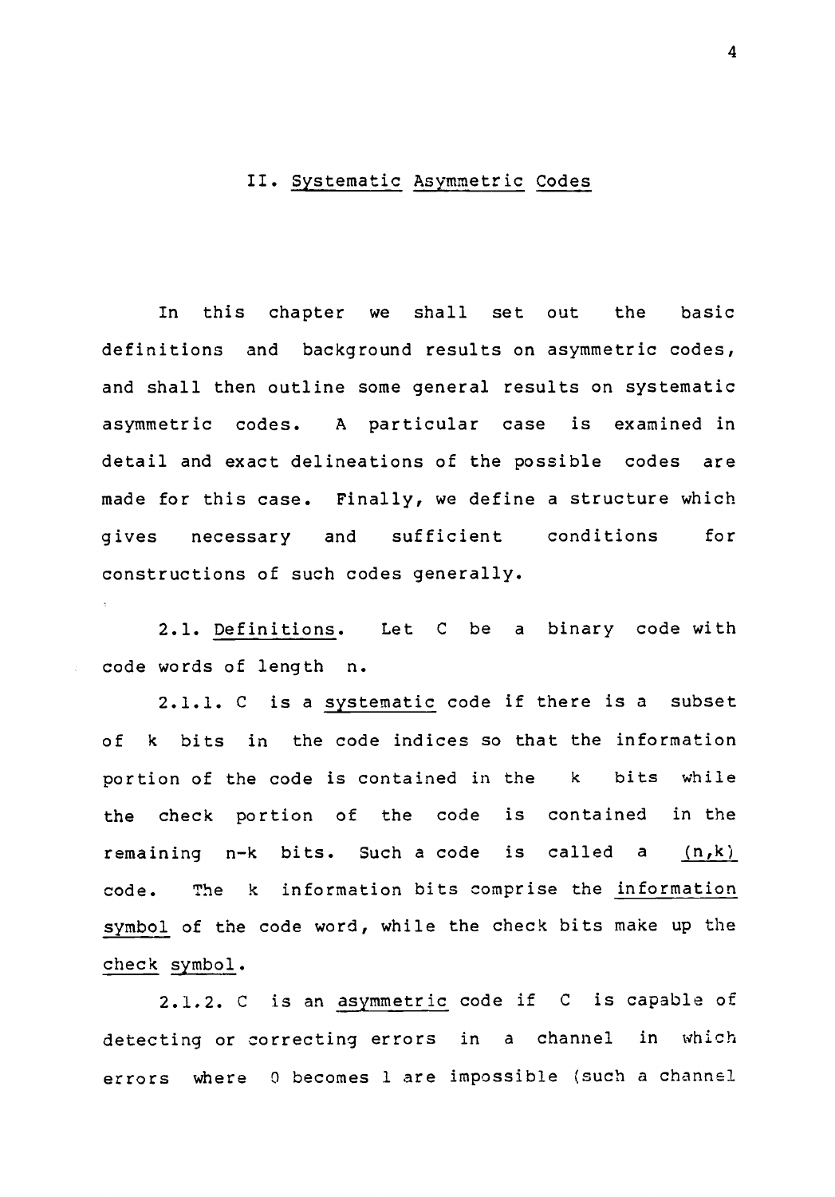## II. Systematic Asymmetric Codes

In this chapter we shall set out the basic definitions and background results on asymmetric codes, and shall then outline some general results on systematic asymmetric codes. A particular case is examined in detail and exact delineations of the possible codes are made for this case. Finally, we define a structure which gives necessary and sufficient conditions for constructions of such codes generally.

2.1. Definitions. Let C be a binary code with code words of length n.

2.1.1. C is a systematic code if there is a subset of k bits in the code indices so that the information portion of the code is contained in the k bits while the check portion of the code is contained in the remaining n-k bits. Such a code is called a (n,k) code. The k information bits comprise the information symbol of the code word, while the check bits make up the check symbol.

2.1.2. C is an asymmetric code if C is capable of detecting or correcting errors in a channel in which errors where 0 becomes 1 are impossible (such a channel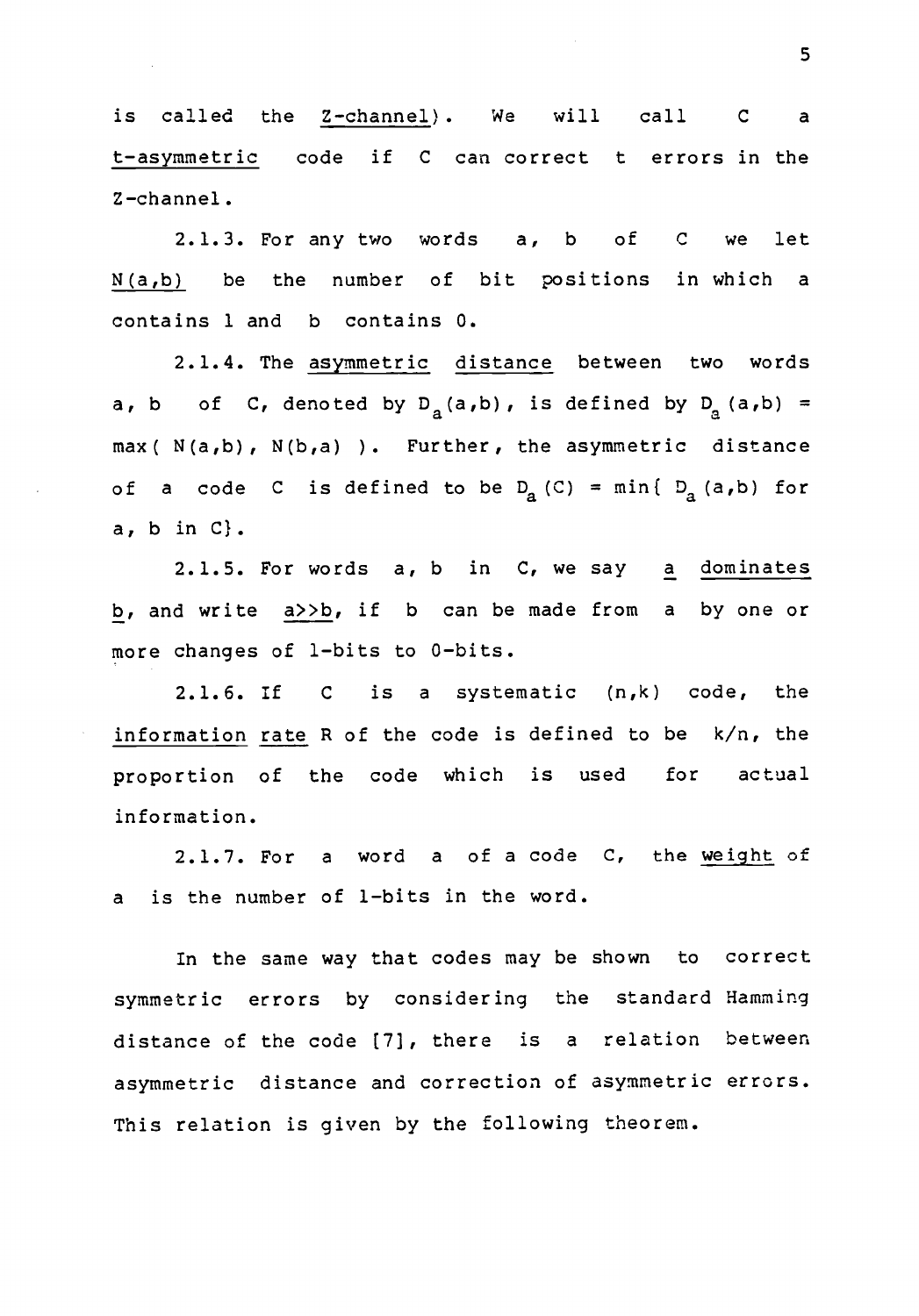is called the <u>Z-channel</u>). We will call $C$ a <u>t-asymmetric</u> code if $C$ can correct $t$ errors in the Z-channel.

2.1.3. For any two words $a$, $b$ of $C$ we let <u>$N(a,b)$</u> be the number of bit positions in which $a$ contains 1 and $b$ contains 0.

2.1.4. The <u>asymmetric distance</u> between two words $a$, $b$ of $C$, denoted by $D_a(a,b)$, is defined by $D_a(a,b) = \max(\ N(a,b),\ N(b,a)\ )$. Further, the asymmetric distance of a code $C$ is defined to be $D_a(C) = \min\{\ D_a(a,b)$ for $a$, $b$ in $C\}$.

2.1.5. For words $a$, $b$ in $C$, we say <u>$a$ dominates $b$</u>, and write <u>$a \gg b$</u>, if $b$ can be made from $a$ by one or more changes of 1-bits to 0-bits.

2.1.6. If $C$ is a systematic $(n,k)$ code, the <u>information rate</u> $R$ of the code is defined to be $k/n$, the proportion of the code which is used for actual information.

2.1.7. For a word $a$ of a code $C$, the <u>weight</u> of $a$ is the number of 1-bits in the word.

In the same way that codes may be shown to correct symmetric errors by considering the standard Hamming distance of the code [7], there is a relation between asymmetric distance and correction of asymmetric errors. This relation is given by the following theorem.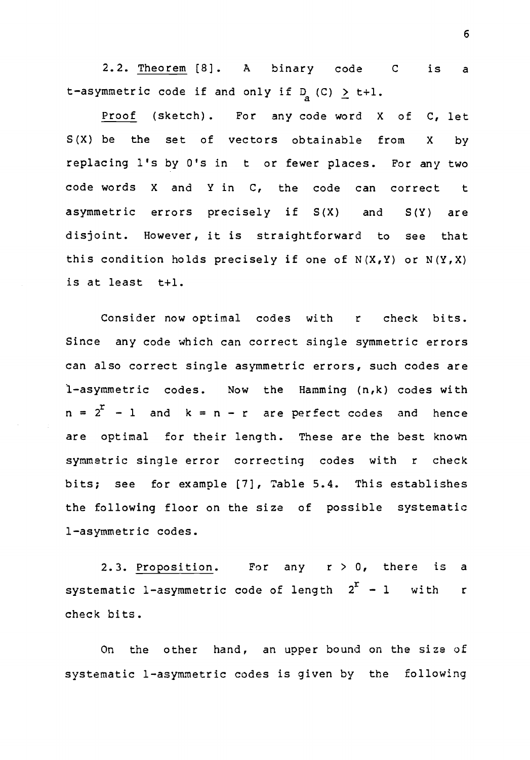2.2. <u>Theorem</u> [8]. A binary code $C$ is a $t$-asymmetric code if and only if $D_a(C) \geq t+1$.

<u>Proof</u> (sketch). For any code word $X$ of $C$, let $S(X)$ be the set of vectors obtainable from $X$ by replacing 1's by 0's in $t$ or fewer places. For any two code words $X$ and $Y$ in $C$, the code can correct $t$ asymmetric errors precisely if $S(X)$ and $S(Y)$ are disjoint. However, it is straightforward to see that this condition holds precisely if one of $N(X,Y)$ or $N(Y,X)$ is at least $t+1$.

Consider now optimal codes with $r$ check bits. Since any code which can correct single symmetric errors can also correct single asymmetric errors, such codes are 1-asymmetric codes. Now the Hamming $(n,k)$ codes with $n = 2^r - 1$ and $k = n - r$ are perfect codes and hence are optimal for their length. These are the best known symmetric single error correcting codes with $r$ check bits; see for example [7], Table 5.4. This establishes the following floor on the size of possible systematic 1-asymmetric codes.

2.3. <u>Proposition</u>. For any $r > 0$, there is a systematic 1-asymmetric code of length $2^r - 1$ with $r$ check bits.

On the other hand, an upper bound on the size of systematic 1-asymmetric codes is given by the following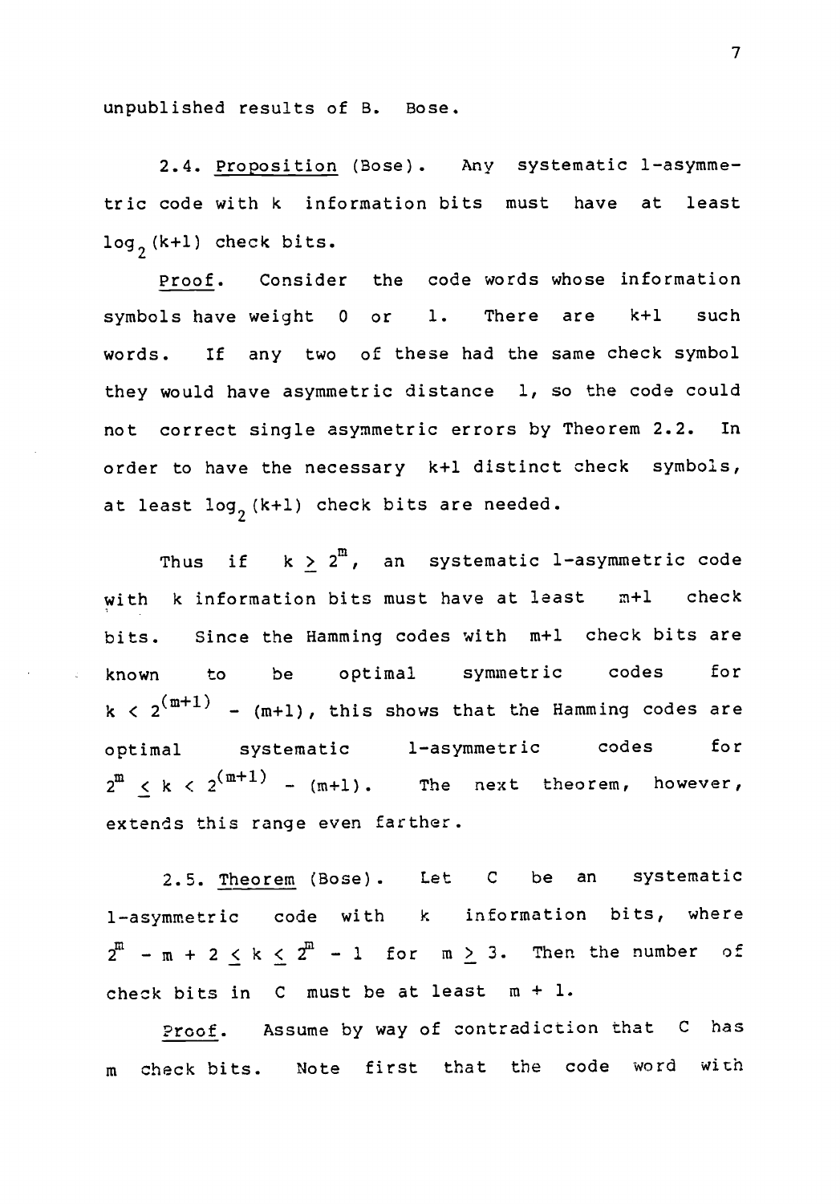unpublished results of B. Bose.

2.4. Proposition (Bose). Any systematic 1-asymmetric code with k information bits must have at least $\log_2(k+1)$ check bits.

Proof. Consider the code words whose information symbols have weight 0 or 1. There are k+1 such words. If any two of these had the same check symbol they would have asymmetric distance 1, so the code could not correct single asymmetric errors by Theorem 2.2. In order to have the necessary k+1 distinct check symbols, at least $\log_2(k+1)$ check bits are needed.

Thus if $k \geq 2^m$, an systematic 1-asymmetric code with k information bits must have at least m+1 check bits. Since the Hamming codes with m+1 check bits are known to be optimal symmetric codes for $k < 2^{(m+1)} - (m+1)$, this shows that the Hamming codes are optimal systematic 1-asymmetric codes for $2^m \leq k < 2^{(m+1)} - (m+1)$. The next theorem, however, extends this range even farther.

2.5. Theorem (Bose). Let C be an systematic 1-asymmetric code with k information bits, where $2^m - m + 2 \leq k \leq 2^m - 1$ for $m \geq 3$. Then the number of check bits in C must be at least m + 1.

Proof. Assume by way of contradiction that C has m check bits. Note first that the code word with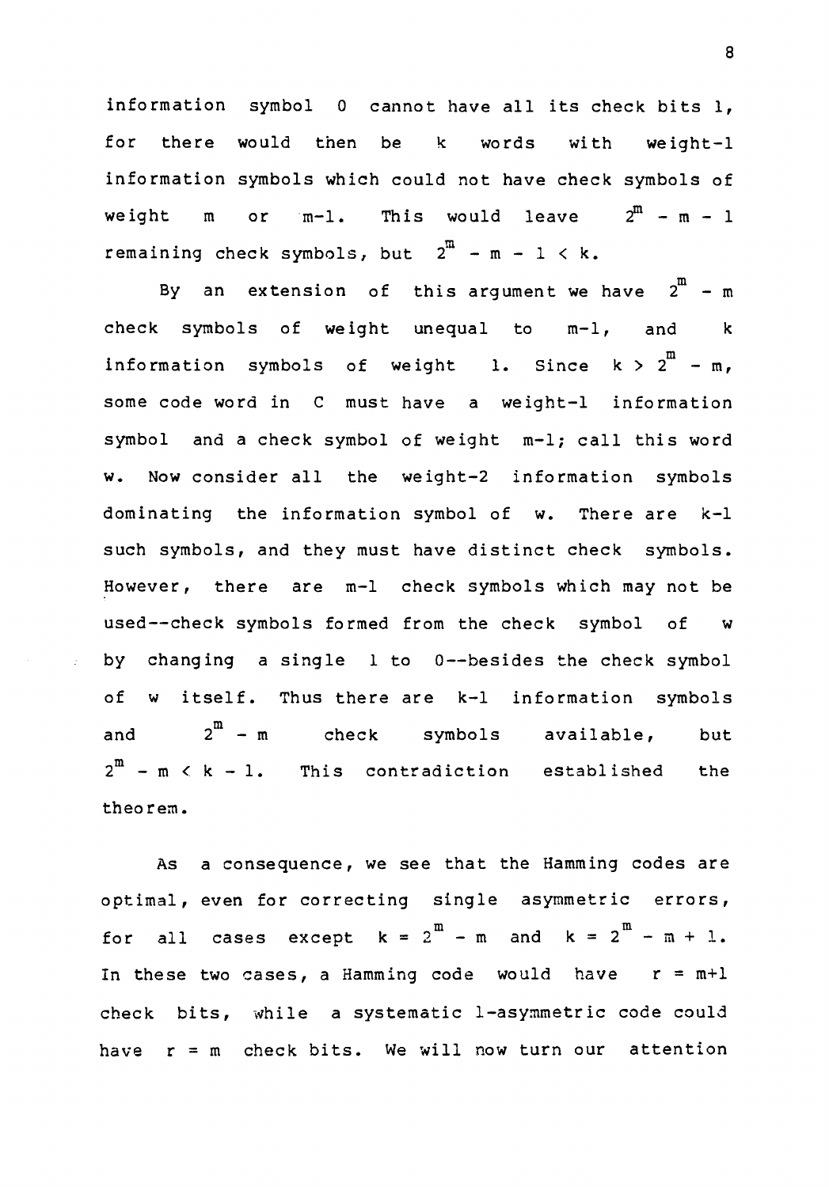information symbol 0 cannot have all its check bits 1, for there would then be $k$ words with weight-1 information symbols which could not have check symbols of weight $m$ or $m-1$. This would leave $2^m - m - 1$ remaining check symbols, but $2^m - m - 1 < k$.

By an extension of this argument we have $2^m - m$ check symbols of weight unequal to $m-1$, and $k$ information symbols of weight 1. Since $k > 2^m - m$, some code word in C must have a weight-1 information symbol and a check symbol of weight $m-1$; call this word w. Now consider all the weight-2 information symbols dominating the information symbol of w. There are $k-1$ such symbols, and they must have distinct check symbols. However, there are $m-1$ check symbols which may not be used--check symbols formed from the check symbol of w by changing a single 1 to 0--besides the check symbol of w itself. Thus there are $k-1$ information symbols and $2^m - m$ check symbols available, but $2^m - m < k - 1$. This contradiction established the theorem.

As a consequence, we see that the Hamming codes are optimal, even for correcting single asymmetric errors, for all cases except $k = 2^m - m$ and $k = 2^m - m + 1$. In these two cases, a Hamming code would have $r = m+1$ check bits, while a systematic 1-asymmetric code could have $r = m$ check bits. We will now turn our attention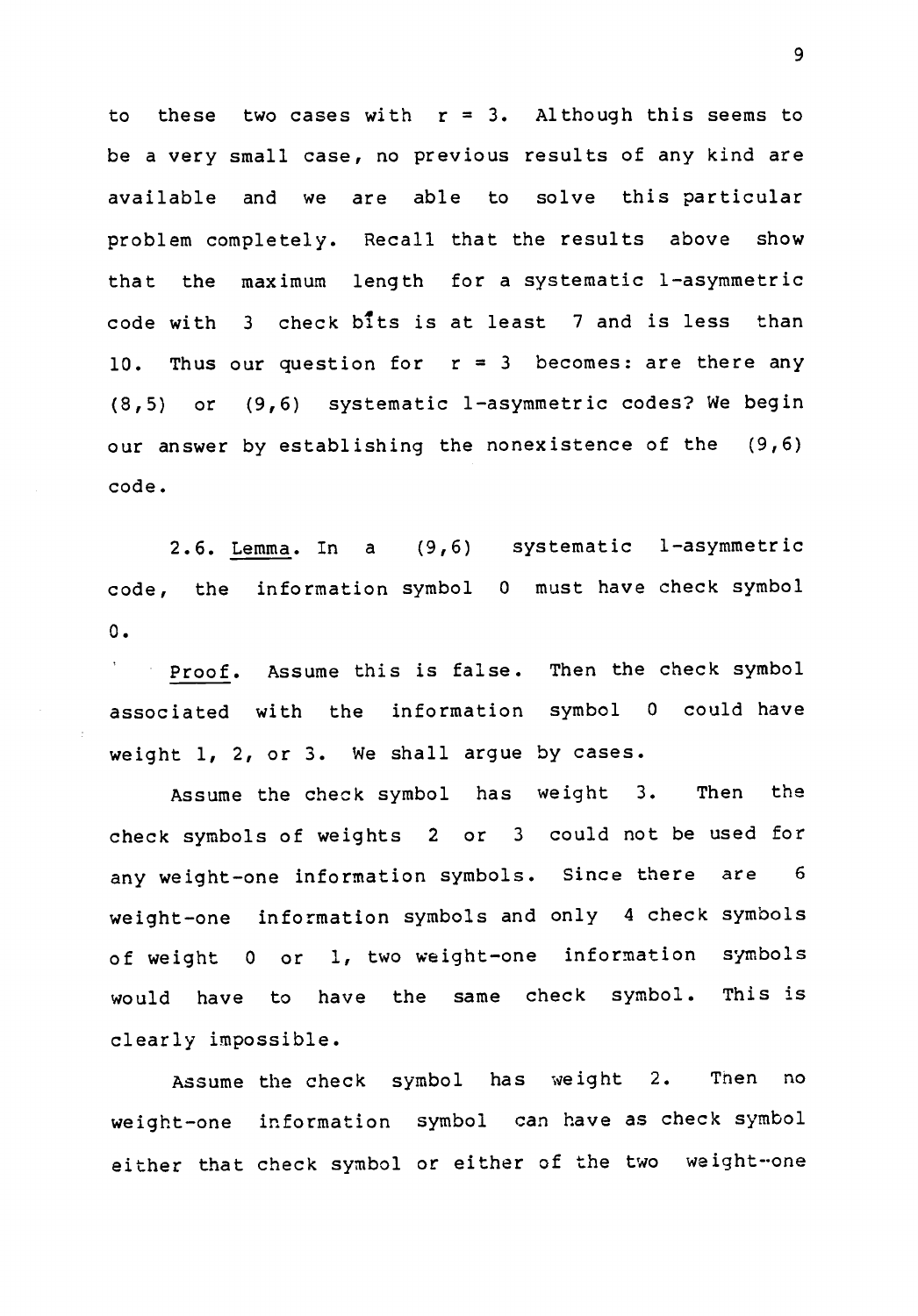to these two cases with $r = 3$. Although this seems to be a very small case, no previous results of any kind are available and we are able to solve this particular problem completely. Recall that the results above show that the maximum length for a systematic 1-asymmetric code with 3 check bits is at least 7 and is less than 10. Thus our question for $r = 3$ becomes: are there any (8,5) or (9,6) systematic 1-asymmetric codes? We begin our answer by establishing the nonexistence of the (9,6) code.

2.6. <u>Lemma</u>. In a (9,6) systematic 1-asymmetric code, the information symbol 0 must have check symbol 0.

<u>Proof</u>. Assume this is false. Then the check symbol associated with the information symbol 0 could have weight 1, 2, or 3. We shall argue by cases.

Assume the check symbol has weight 3. Then the check symbols of weights 2 or 3 could not be used for any weight-one information symbols. Since there are 6 weight-one information symbols and only 4 check symbols of weight 0 or 1, two weight-one information symbols would have to have the same check symbol. This is clearly impossible.

Assume the check symbol has weight 2. Then no weight-one information symbol can have as check symbol either that check symbol or either of the two weight-one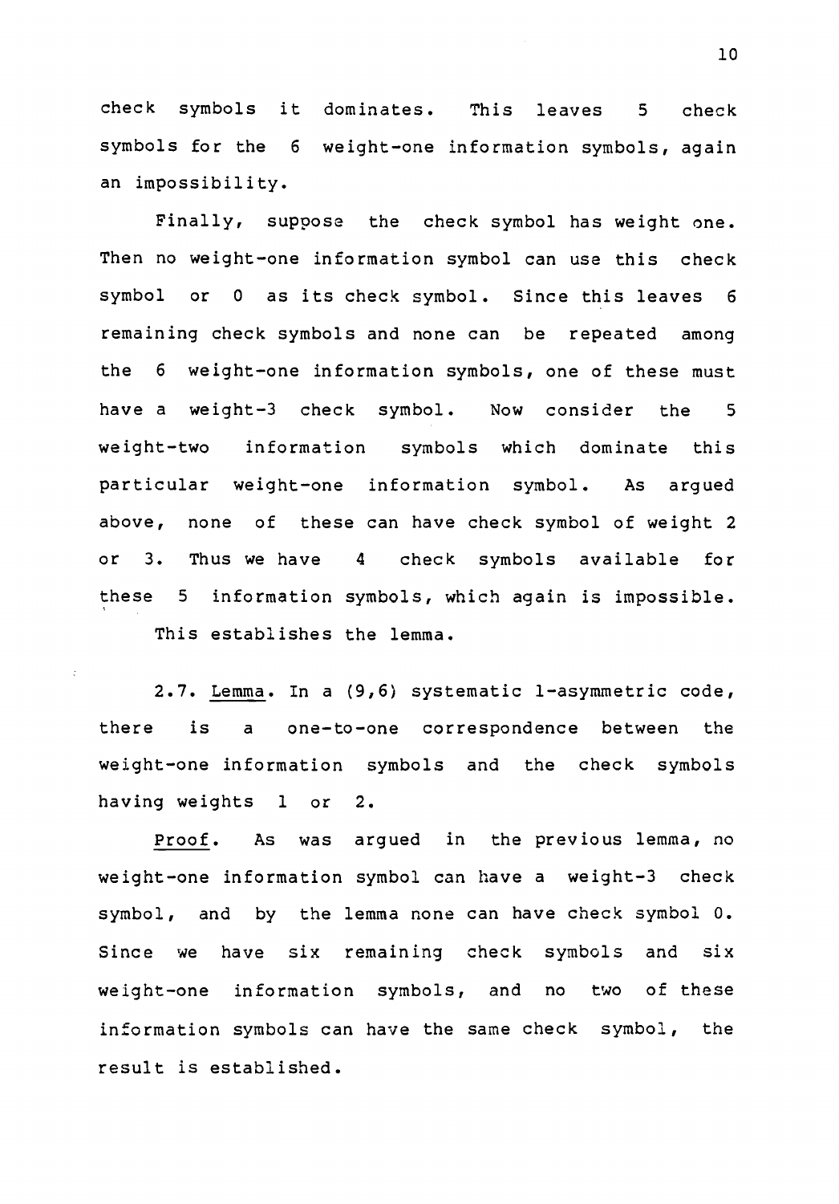check symbols it dominates. This leaves 5 check symbols for the 6 weight-one information symbols, again an impossibility.

Finally, suppose the check symbol has weight one. Then no weight-one information symbol can use this check symbol or 0 as its check symbol. Since this leaves 6 remaining check symbols and none can be repeated among the 6 weight-one information symbols, one of these must have a weight-3 check symbol. Now consider the 5 weight-two information symbols which dominate this particular weight-one information symbol. As argued above, none of these can have check symbol of weight 2 or 3. Thus we have 4 check symbols available for these 5 information symbols, which again is impossible.

This establishes the lemma.

2.7. Lemma. In a (9,6) systematic 1-asymmetric code, there is a one-to-one correspondence between the weight-one information symbols and the check symbols having weights 1 or 2.

Proof. As was argued in the previous lemma, no weight-one information symbol can have a weight-3 check symbol, and by the lemma none can have check symbol 0. Since we have six remaining check symbols and six weight-one information symbols, and no two of these information symbols can have the same check symbol, the result is established.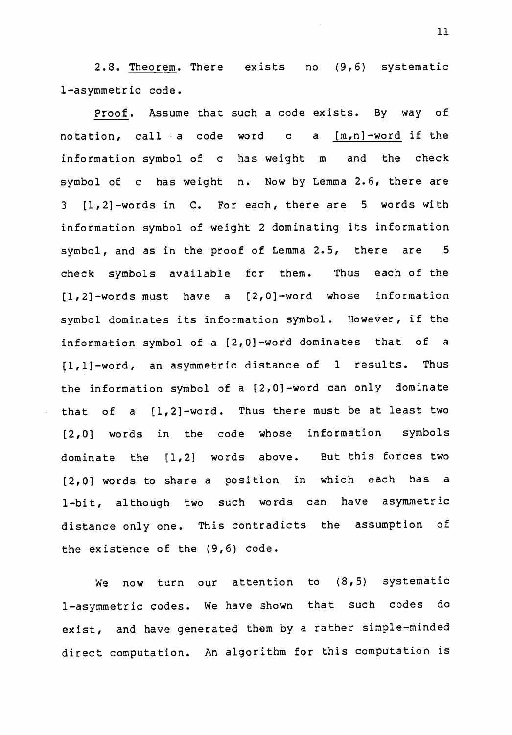2.8. <u>Theorem</u>. There exists no (9,6) systematic 1-asymmetric code.

<u>Proof</u>. Assume that such a code exists. By way of notation, call a code word c a <u>[m,n]-word</u> if the information symbol of c has weight m and the check symbol of c has weight n. Now by Lemma 2.6, there are 3 [1,2]-words in C. For each, there are 5 words with information symbol of weight 2 dominating its information symbol, and as in the proof of Lemma 2.5, there are 5 check symbols available for them. Thus each of the [1,2]-words must have a [2,0]-word whose information symbol dominates its information symbol. However, if the information symbol of a [2,0]-word dominates that of a [1,1]-word, an asymmetric distance of 1 results. Thus the information symbol of a [2,0]-word can only dominate that of a [1,2]-word. Thus there must be at least two [2,0] words in the code whose information symbols dominate the [1,2] words above. But this forces two [2,0] words to share a position in which each has a 1-bit, although two such words can have asymmetric distance only one. This contradicts the assumption of the existence of the (9,6) code.

We now turn our attention to (8,5) systematic 1-asymmetric codes. We have shown that such codes do exist, and have generated them by a rather simple-minded direct computation. An algorithm for this computation is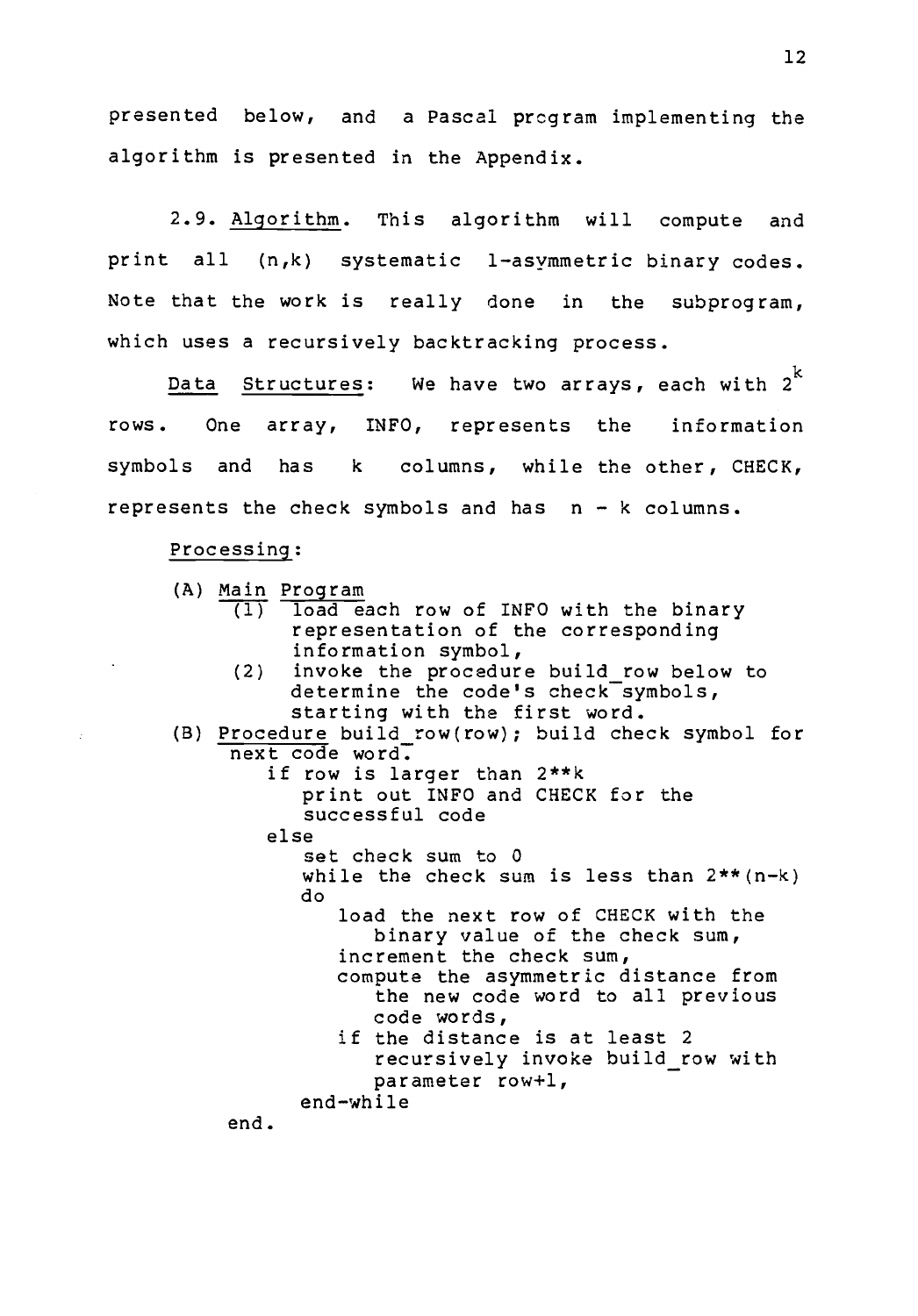presented below, and a Pascal program implementing the algorithm is presented in the Appendix.

2.9. Algorithm. This algorithm will compute and print all (n,k) systematic 1-asymmetric binary codes. Note that the work is really done in the subprogram, which uses a recursively backtracking process.

Data Structures: We have two arrays, each with $2^k$ rows. One array, INFO, represents the information symbols and has k columns, while the other, CHECK, represents the check symbols and has n - k columns.

Processing:

```
(A) Main Program
     (1)  load each row of INFO with the binary
          representation of the corresponding
          information symbol,
     (2)  invoke the procedure build_row below to
          determine the code's check symbols,
          starting with the first word.
(B) Procedure build_row(row); build check symbol for
      next code word.
        if row is larger than 2**k
           print out INFO and CHECK for the
           successful code
        else
           set check sum to 0
           while the check sum is less than 2**(n-k)
           do
              load the next row of CHECK with the
                 binary value of the check sum,
              increment the check sum,
              compute the asymmetric distance from
                 the new code word to all previous
                 code words,
              if the distance is at least 2
                 recursively invoke build_row with
                 parameter row+1,
           end-while
      end.
```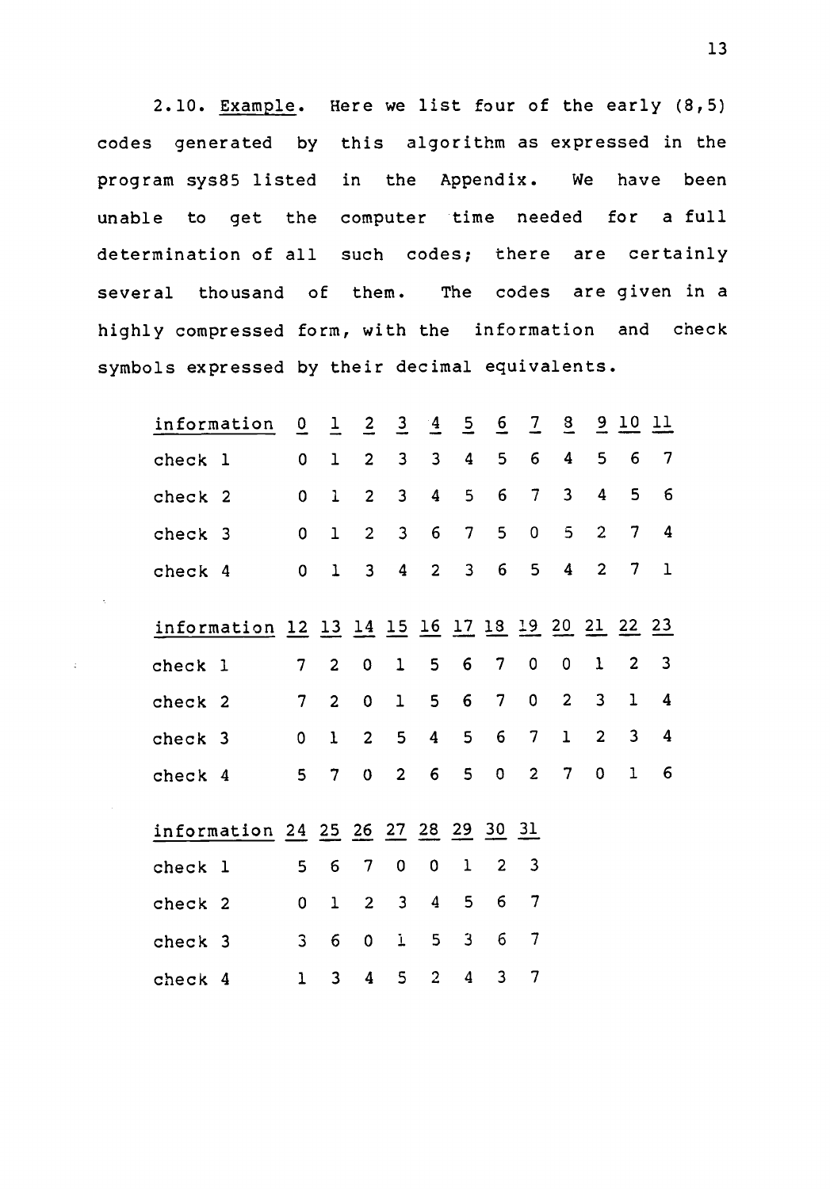2.10. Example. Here we list four of the early (8,5) codes generated by this algorithm as expressed in the program sys85 listed in the Appendix. We have been unable to get the computer time needed for a full determination of all such codes; there are certainly several thousand of them. The codes are given in a highly compressed form, with the information and check symbols expressed by their decimal equivalents.

| information | 0 | 1 | 2 | 3 | 4 | 5 | 6 | 7 | 8 | 9 | 10 | 11 |
|---|---|---|---|---|---|---|---|---|---|---|---|---|
| check 1 | 0 | 1 | 2 | 3 | 3 | 4 | 5 | 6 | 4 | 5 | 6 | 7 |
| check 2 | 0 | 1 | 2 | 3 | 4 | 5 | 6 | 7 | 3 | 4 | 5 | 6 |
| check 3 | 0 | 1 | 2 | 3 | 6 | 7 | 5 | 0 | 5 | 2 | 7 | 4 |
| check 4 | 0 | 1 | 3 | 4 | 2 | 3 | 6 | 5 | 4 | 2 | 7 | 1 |

| information | 12 | 13 | 14 | 15 | 16 | 17 | 18 | 19 | 20 | 21 | 22 | 23 |
|---|---|---|---|---|---|---|---|---|---|---|---|---|
| check 1 | 7 | 2 | 0 | 1 | 5 | 6 | 7 | 0 | 0 | 1 | 2 | 3 |
| check 2 | 7 | 2 | 0 | 1 | 5 | 6 | 7 | 0 | 2 | 3 | 1 | 4 |
| check 3 | 0 | 1 | 2 | 5 | 4 | 5 | 6 | 7 | 1 | 2 | 3 | 4 |
| check 4 | 5 | 7 | 0 | 2 | 6 | 5 | 0 | 2 | 7 | 0 | 1 | 6 |

| information | 24 | 25 | 26 | 27 | 28 | 29 | 30 | 31 |
|---|---|---|---|---|---|---|---|---|
| check 1 | 5 | 6 | 7 | 0 | 0 | 1 | 2 | 3 |
| check 2 | 0 | 1 | 2 | 3 | 4 | 5 | 6 | 7 |
| check 3 | 3 | 6 | 0 | 1 | 5 | 3 | 6 | 7 |
| check 4 | 1 | 3 | 4 | 5 | 2 | 4 | 3 | 7 |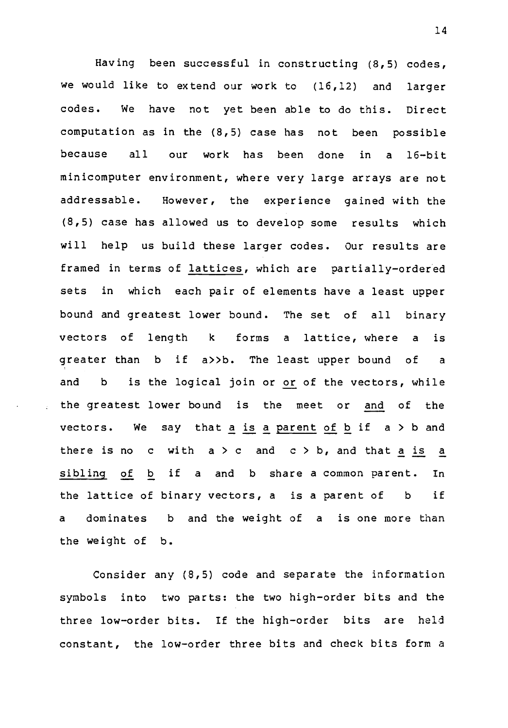Having been successful in constructing (8,5) codes, we would like to extend our work to (16,12) and larger codes. We have not yet been able to do this. Direct computation as in the (8,5) case has not been possible because all our work has been done in a 16-bit minicomputer environment, where very large arrays are not addressable. However, the experience gained with the (8,5) case has allowed us to develop some results which will help us build these larger codes. Our results are framed in terms of <u>lattices</u>, which are partially-ordered sets in which each pair of elements have a least upper bound and greatest lower bound. The set of all binary vectors of length k forms a lattice, where a is greater than b if a>>b. The least upper bound of a and b is the logical join or <u>or</u> of the vectors, while the greatest lower bound is the meet or <u>and</u> of the vectors. We say that <u>a is a parent of b</u> if a > b and there is no c with a > c and c > b, and that <u>a is a sibling of b</u> if a and b share a common parent. In the lattice of binary vectors, a is a parent of b if a dominates b and the weight of a is one more than the weight of b.

Consider any (8,5) code and separate the information symbols into two parts: the two high-order bits and the three low-order bits. If the high-order bits are held constant, the low-order three bits and check bits form a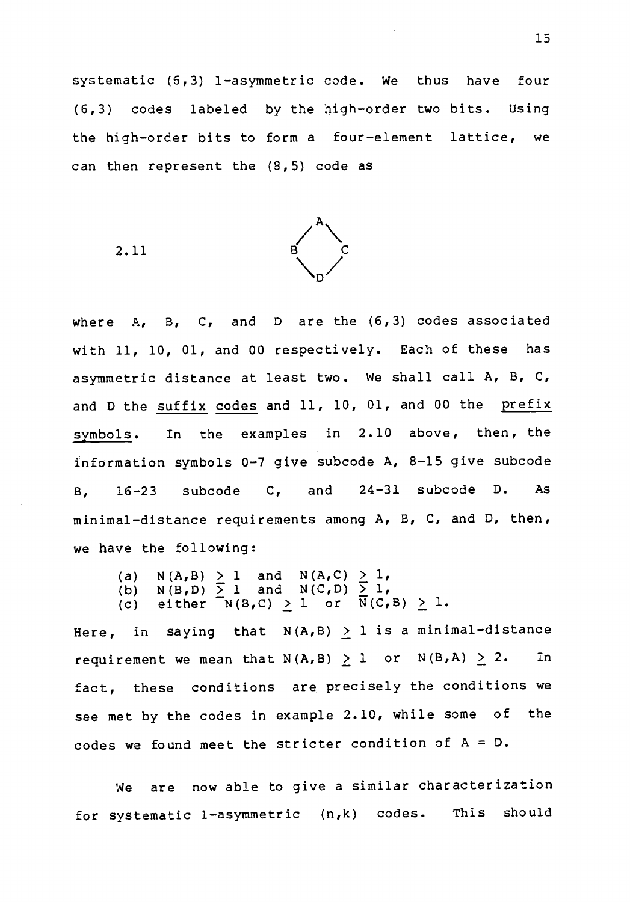systematic (6,3) 1-asymmetric code. We thus have four (6,3) codes labeled by the high-order two bits. Using the high-order bits to form a four-element lattice, we can then represent the (8,5) code as

2.11

```
   A
  / \
 B   C
  \ /
   D
```

where A, B, C, and D are the (6,3) codes associated with 11, 10, 01, and 00 respectively. Each of these has asymmetric distance at least two. We shall call A, B, C, and D the <u>suffix codes</u> and 11, 10, 01, and 00 the <u>prefix symbols</u>. In the examples in 2.10 above, then, the information symbols 0-7 give subcode A, 8-15 give subcode B, 16-23 subcode C, and 24-31 subcode D. As minimal-distance requirements among A, B, C, and D, then, we have the following:

(a) $N(A,B) \geq 1$ and $N(A,C) \geq 1$,
(b) $N(B,D) \geq 1$ and $N(C,D) \geq 1$,
(c) either $N(B,C) \geq 1$ or $N(C,B) \geq 1$.

Here, in saying that $N(A,B) \geq 1$ is a minimal-distance requirement we mean that $N(A,B) \geq 1$ or $N(B,A) \geq 2$. In fact, these conditions are precisely the conditions we see met by the codes in example 2.10, while some of the codes we found meet the stricter condition of $A = D$.

We are now able to give a similar characterization for systematic 1-asymmetric (n,k) codes. This should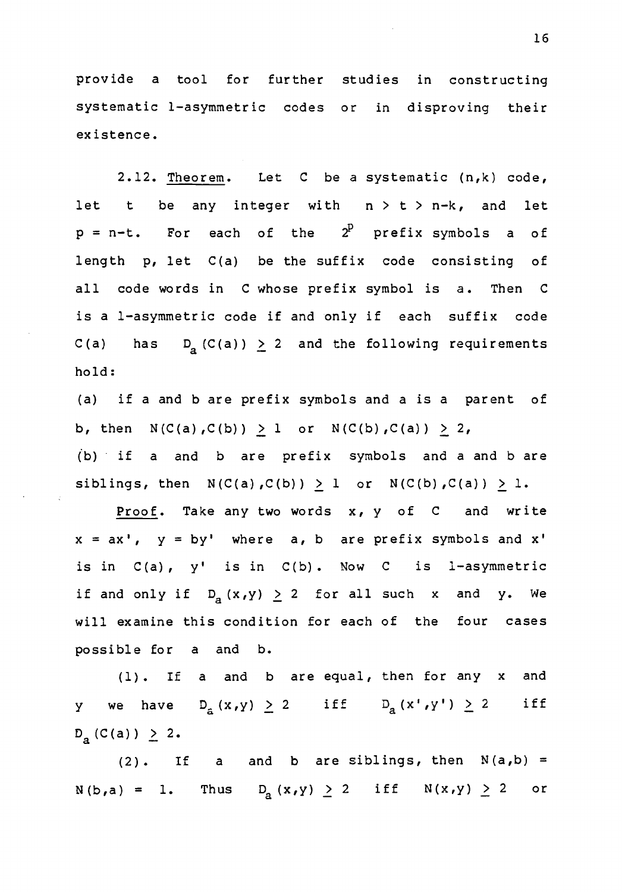provide a tool for further studies in constructing systematic 1-asymmetric codes or in disproving their existence.

2.12. Theorem. Let $C$ be a systematic $(n,k)$ code, let $t$ be any integer with $n > t > n-k$, and let $p = n-t$. For each of the $2^p$ prefix symbols $a$ of length $p$, let $C(a)$ be the suffix code consisting of all code words in $C$ whose prefix symbol is $a$. Then $C$ is a 1-asymmetric code if and only if each suffix code $C(a)$ has $D_a(C(a)) \geq 2$ and the following requirements hold:

(a) if a and b are prefix symbols and a is a parent of b, then $N(C(a),C(b)) \geq 1$ or $N(C(b),C(a)) \geq 2$,

(b) if a and b are prefix symbols and a and b are siblings, then $N(C(a),C(b)) \geq 1$ or $N(C(b),C(a)) \geq 1$.

Proof. Take any two words $x$, $y$ of $C$ and write $x = ax'$, $y = by'$ where $a$, $b$ are prefix symbols and $x'$ is in $C(a)$, $y'$ is in $C(b)$. Now $C$ is 1-asymmetric if and only if $D_a(x,y) \geq 2$ for all such $x$ and $y$. We will examine this condition for each of the four cases possible for a and b.

(1). If a and b are equal, then for any $x$ and $y$ we have $D_a(x,y) \geq 2$ iff $D_a(x',y') \geq 2$ iff $D_a(C(a)) \geq 2$.

(2). If a and b are siblings, then $N(a,b) = N(b,a) = 1$. Thus $D_a(x,y) \geq 2$ iff $N(x,y) \geq 2$ or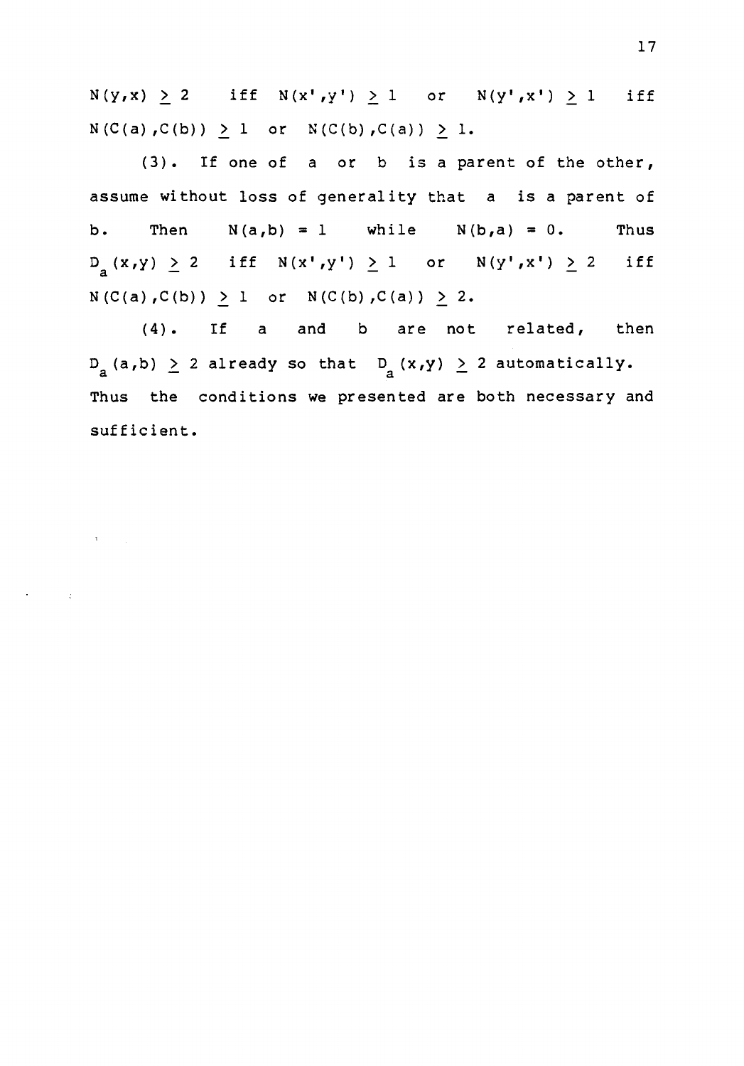$N(y,x) \geq 2$ iff $N(x',y') \geq 1$ or $N(y',x') \geq 1$ iff $N(C(a),C(b)) \geq 1$ or $N(C(b),C(a)) \geq 1$.

(3). If one of $a$ or $b$ is a parent of the other, assume without loss of generality that $a$ is a parent of $b$. Then $N(a,b) = 1$ while $N(b,a) = 0$. Thus $D_a(x,y) \geq 2$ iff $N(x',y') \geq 1$ or $N(y',x') \geq 2$ iff $N(C(a),C(b)) \geq 1$ or $N(C(b),C(a)) \geq 2$.

(4). If $a$ and $b$ are not related, then $D_a(a,b) \geq 2$ already so that $D_a(x,y) \geq 2$ automatically. Thus the conditions we presented are both necessary and sufficient.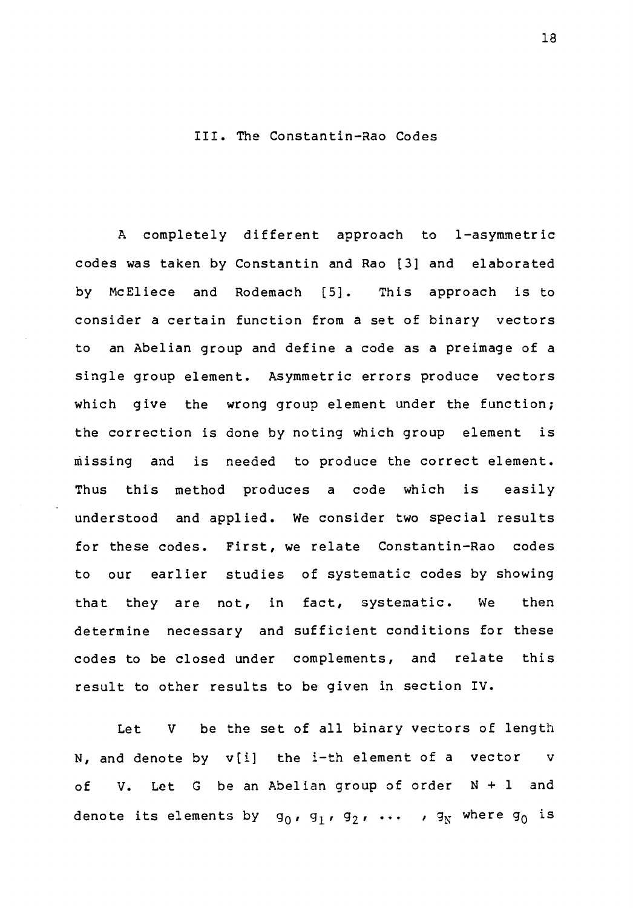## III. The Constantin-Rao Codes

A completely different approach to 1-asymmetric codes was taken by Constantin and Rao [3] and elaborated by McEliece and Rodemach [5]. This approach is to consider a certain function from a set of binary vectors to an Abelian group and define a code as a preimage of a single group element. Asymmetric errors produce vectors which give the wrong group element under the function; the correction is done by noting which group element is missing and is needed to produce the correct element. Thus this method produces a code which is easily understood and applied. We consider two special results for these codes. First, we relate Constantin-Rao codes to our earlier studies of systematic codes by showing that they are not, in fact, systematic. We then determine necessary and sufficient conditions for these codes to be closed under complements, and relate this result to other results to be given in section IV.

Let $V$ be the set of all binary vectors of length $N$, and denote by $v[i]$ the i-th element of a vector $v$ of $V$. Let $G$ be an Abelian group of order $N + 1$ and denote its elements by $g_0, g_1, g_2, \ldots , g_N$ where $g_0$ is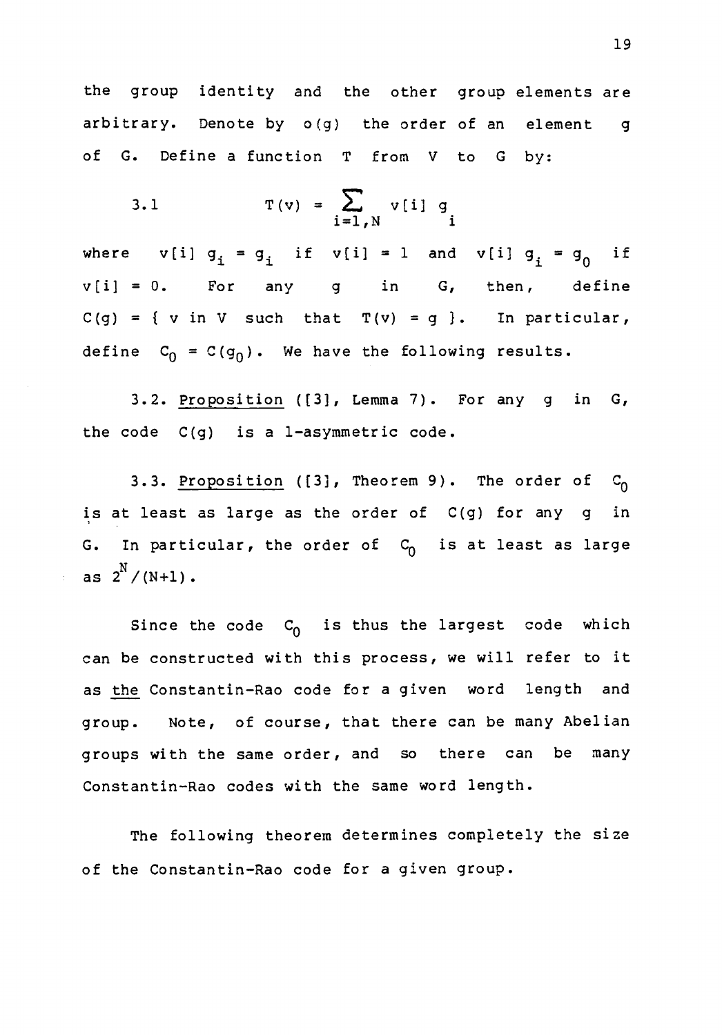the group identity and the other group elements are arbitrary. Denote by $o(g)$ the order of an element $g$ of G. Define a function T from V to G by:

$$3.1 \qquad T(v) = \sum_{i=1,N} v[i]\, g_i$$

where $v[i]\, g_i = g_i$ if $v[i] = 1$ and $v[i]\, g_i = g_0$ if $v[i] = 0$. For any $g$ in G, then, define $C(g) = \{ v \text{ in } V \text{ such that } T(v) = g \}$. In particular, define $C_0 = C(g_0)$. We have the following results.

3.2. <u>Proposition</u> ([3], Lemma 7). For any $g$ in G, the code $C(g)$ is a 1-asymmetric code.

3.3. <u>Proposition</u> ([3], Theorem 9). The order of $C_0$ is at least as large as the order of $C(g)$ for any $g$ in G. In particular, the order of $C_0$ is at least as large as $2^N/(N+1)$.

Since the code $C_0$ is thus the largest code which can be constructed with this process, we will refer to it as <u>the</u> Constantin-Rao code for a given word length and group. Note, of course, that there can be many Abelian groups with the same order, and so there can be many Constantin-Rao codes with the same word length.

The following theorem determines completely the size of the Constantin-Rao code for a given group.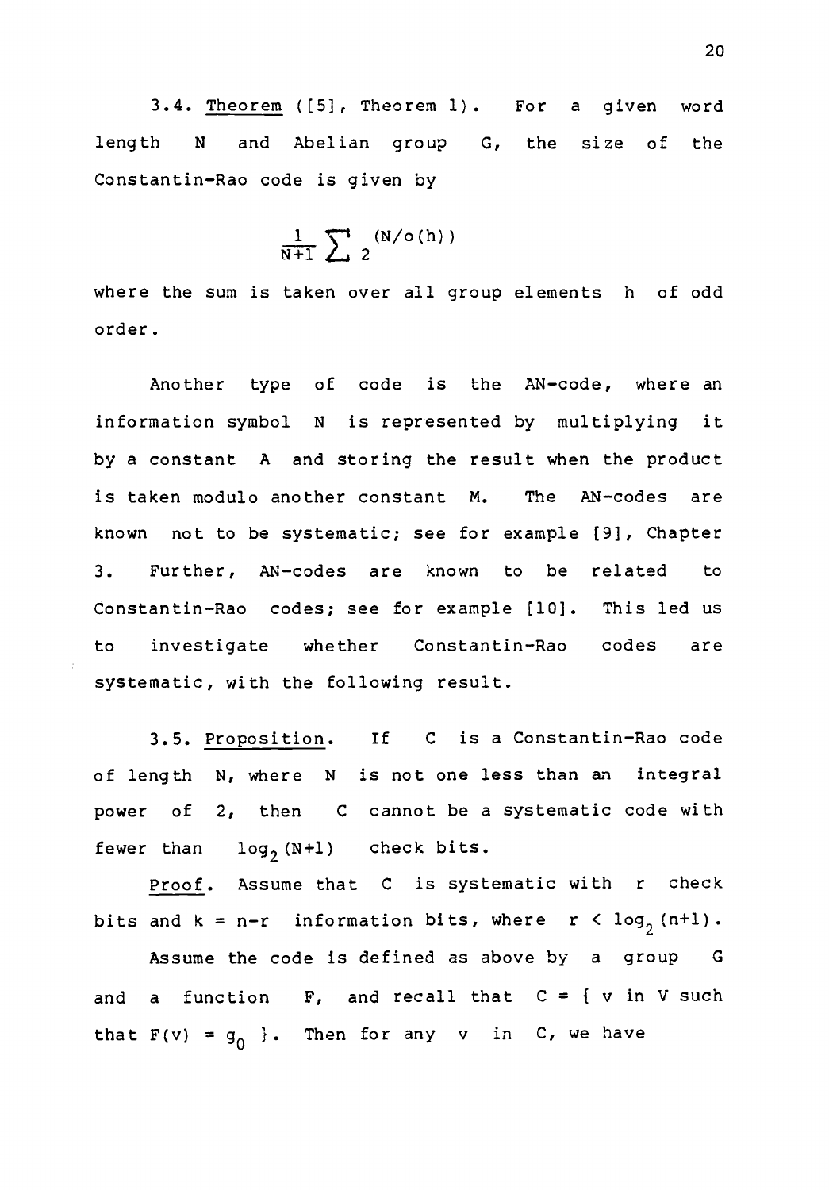3.4. <u>Theorem</u> ([5], Theorem 1). For a given word length $N$ and Abelian group $G$, the size of the Constantin-Rao code is given by

$$\frac{1}{N+1} \sum 2^{(N/o(h))}$$

where the sum is taken over all group elements $h$ of odd order.

Another type of code is the AN-code, where an information symbol $N$ is represented by multiplying it by a constant $A$ and storing the result when the product is taken modulo another constant $M$. The AN-codes are known not to be systematic; see for example [9], Chapter 3. Further, AN-codes are known to be related to Constantin-Rao codes; see for example [10]. This led us to investigate whether Constantin-Rao codes are systematic, with the following result.

3.5. <u>Proposition</u>. If $C$ is a Constantin-Rao code of length $N$, where $N$ is not one less than an integral power of 2, then $C$ cannot be a systematic code with fewer than $\log_2(N+1)$ check bits.

<u>Proof</u>. Assume that $C$ is systematic with $r$ check bits and $k = n-r$ information bits, where $r < \log_2(n+1)$.

Assume the code is defined as above by a group $G$ and a function $F$, and recall that $C = \{ v \text{ in } V \text{ such that } F(v) = g_0 \}$. Then for any $v$ in $C$, we have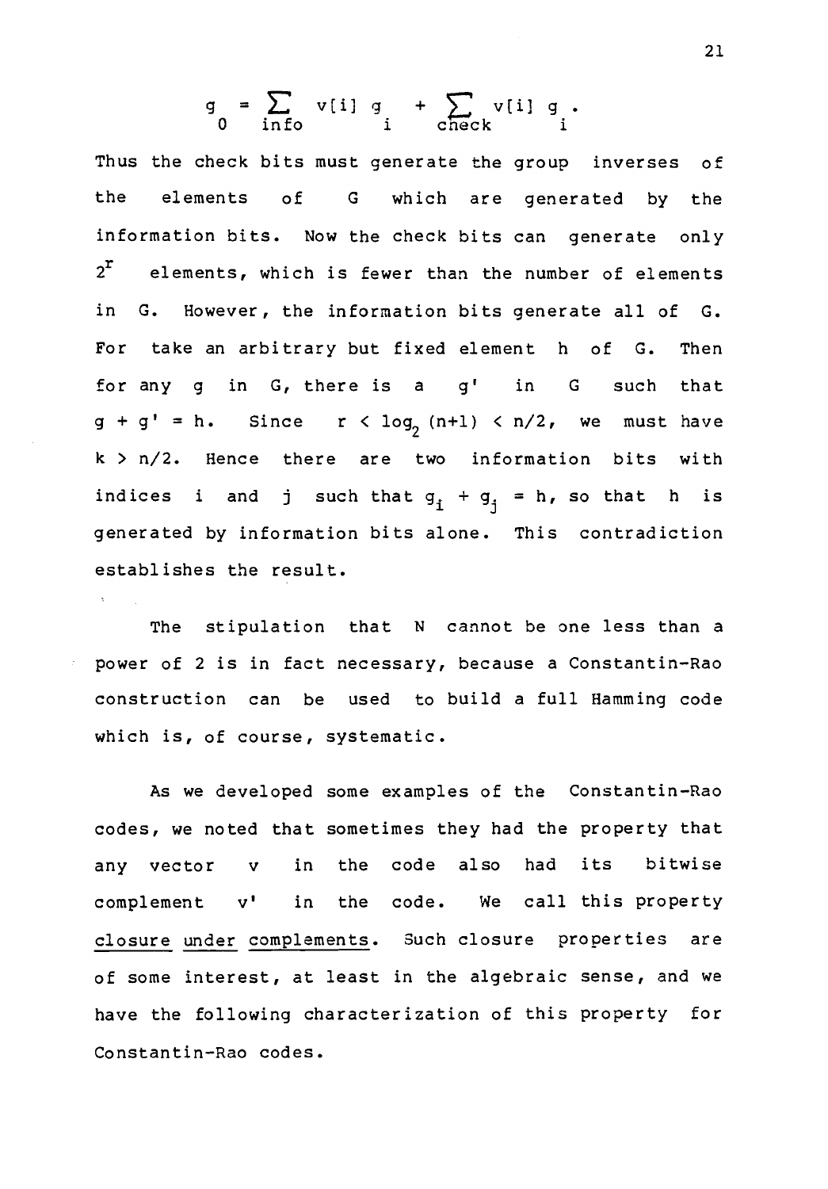$$g_0 = \sum_{\text{info}} v[i]\, g_i + \sum_{\text{check}} v[i]\, g_i .$$

Thus the check bits must generate the group inverses of the elements of G which are generated by the information bits. Now the check bits can generate only $2^r$ elements, which is fewer than the number of elements in G. However, the information bits generate all of G. For take an arbitrary but fixed element h of G. Then for any g in G, there is a g' in G such that $g + g' = h$. Since $r < \log_2(n+1) < n/2$, we must have $k > n/2$. Hence there are two information bits with indices i and j such that $g_i + g_j = h$, so that h is generated by information bits alone. This contradiction establishes the result.

The stipulation that N cannot be one less than a power of 2 is in fact necessary, because a Constantin-Rao construction can be used to build a full Hamming code which is, of course, systematic.

As we developed some examples of the Constantin-Rao codes, we noted that sometimes they had the property that any vector v in the code also had its bitwise complement v' in the code. We call this property <u>closure under complements</u>. Such closure properties are of some interest, at least in the algebraic sense, and we have the following characterization of this property for Constantin-Rao codes.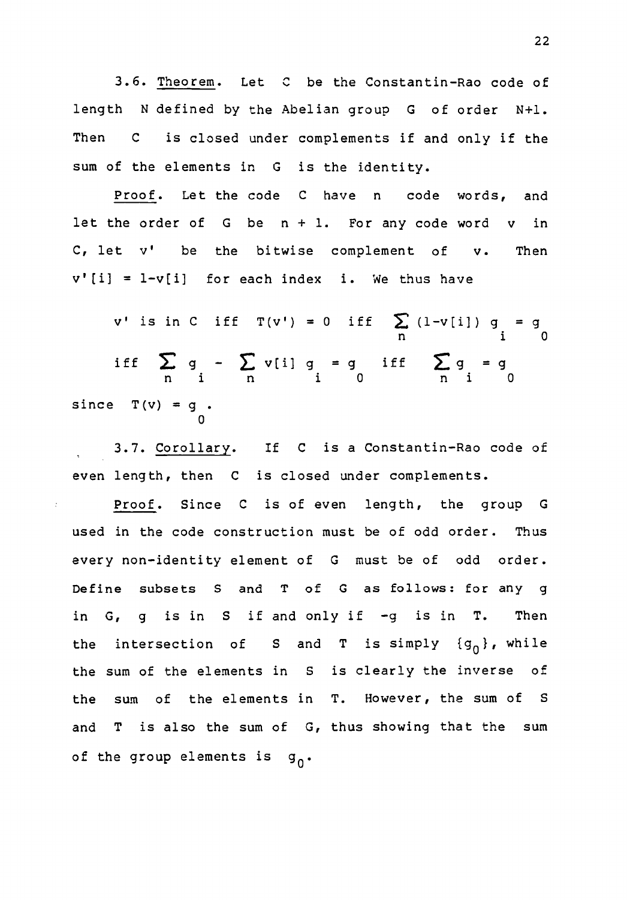3.6. Theorem. Let $C$ be the Constantin-Rao code of length $N$ defined by the Abelian group $G$ of order $N+1$. Then $C$ is closed under complements if and only if the sum of the elements in $G$ is the identity.

Proof. Let the code $C$ have $n$ code words, and let the order of $G$ be $n + 1$. For any code word $v$ in $C$, let $v'$ be the bitwise complement of $v$. Then $v'[i] = 1-v[i]$ for each index $i$. We thus have

$$v' \text{ is in } C \text{ iff } T(v') = 0 \text{ iff } \sum_n (1-v[i])\, g_i = g_0$$

$$\text{iff } \sum_n g_i - \sum_n v[i]\, g_i = g_0 \text{ iff } \sum_n g_i = g_0$$

since $T(v) = g_0$.

3.7. Corollary. If $C$ is a Constantin-Rao code of even length, then $C$ is closed under complements.

Proof. Since $C$ is of even length, the group $G$ used in the code construction must be of odd order. Thus every non-identity element of $G$ must be of odd order. Define subsets $S$ and $T$ of $G$ as follows: for any $g$ in $G$, $g$ is in $S$ if and only if $-g$ is in $T$. Then the intersection of $S$ and $T$ is simply $\{g_0\}$, while the sum of the elements in $S$ is clearly the inverse of the sum of the elements in $T$. However, the sum of $S$ and $T$ is also the sum of $G$, thus showing that the sum of the group elements is $g_0$.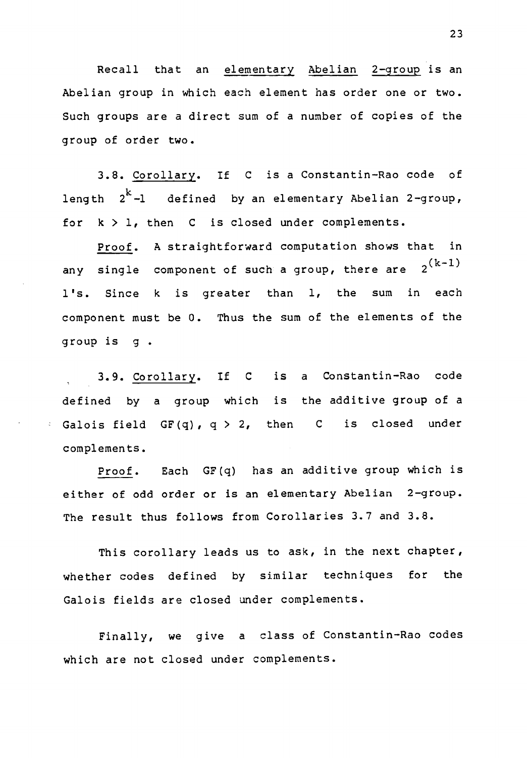Recall that an <u>elementary Abelian 2-group</u> is an Abelian group in which each element has order one or two. Such groups are a direct sum of a number of copies of the group of order two.

3.8. <u>Corollary</u>. If $C$ is a Constantin-Rao code of length $2^k-1$ defined by an elementary Abelian 2-group, for $k > 1$, then $C$ is closed under complements.

<u>Proof</u>. A straightforward computation shows that in any single component of such a group, there are $2^{(k-1)}$ 1's. Since $k$ is greater than 1, the sum in each component must be 0. Thus the sum of the elements of the group is $g$.

3.9. <u>Corollary</u>. If $C$ is a Constantin-Rao code defined by a group which is the additive group of a Galois field $GF(q)$, $q > 2$, then $C$ is closed under complements.

<u>Proof</u>. Each $GF(q)$ has an additive group which is either of odd order or is an elementary Abelian 2-group. The result thus follows from Corollaries 3.7 and 3.8.

This corollary leads us to ask, in the next chapter, whether codes defined by similar techniques for the Galois fields are closed under complements.

Finally, we give a class of Constantin-Rao codes which are not closed under complements.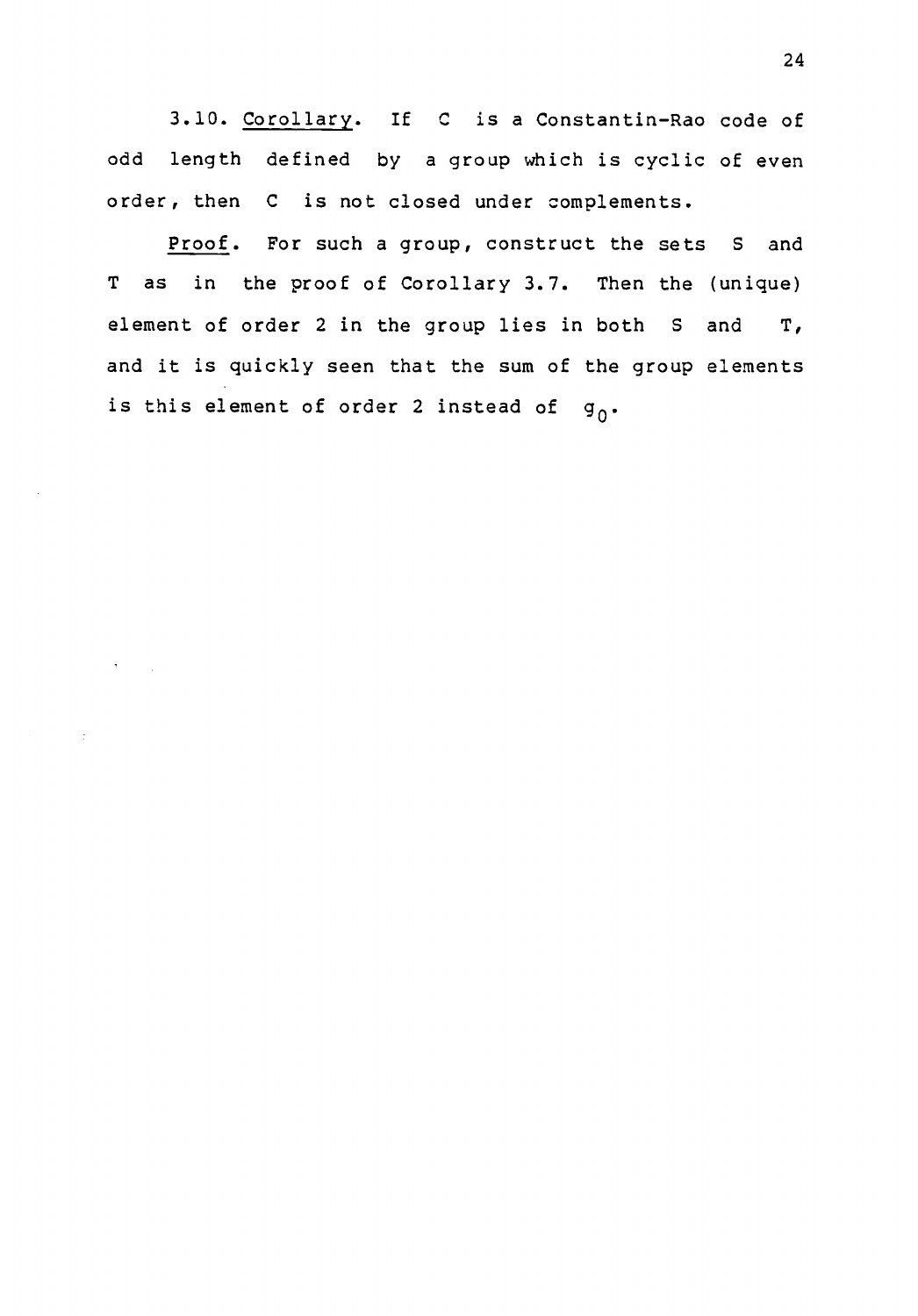3.10. Corollary. If $C$ is a Constantin-Rao code of odd length defined by a group which is cyclic of even order, then $C$ is not closed under complements.

Proof. For such a group, construct the sets $S$ and $T$ as in the proof of Corollary 3.7. Then the (unique) element of order 2 in the group lies in both $S$ and $T$, and it is quickly seen that the sum of the group elements is this element of order 2 instead of $g_0$.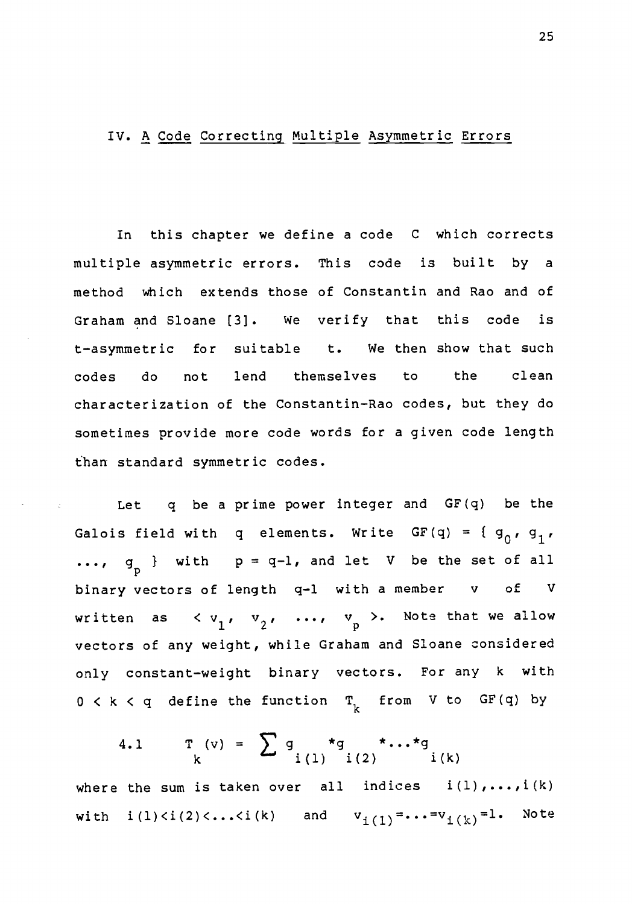## IV. A Code Correcting Multiple Asymmetric Errors

In this chapter we define a code C which corrects multiple asymmetric errors. This code is built by a method which extends those of Constantin and Rao and of Graham and Sloane [3]. We verify that this code is t-asymmetric for suitable t. We then show that such codes do not lend themselves to the clean characterization of the Constantin-Rao codes, but they do sometimes provide more code words for a given code length than standard symmetric codes.

Let $q$ be a prime power integer and $GF(q)$ be the Galois field with $q$ elements. Write $GF(q) = \{ g_0, g_1, \ldots, g_p \}$ with $p = q-1$, and let $V$ be the set of all binary vectors of length $q-1$ with a member $v$ of $V$ written as $< v_1, v_2, \ldots, v_p >$. Note that we allow vectors of any weight, while Graham and Sloane considered only constant-weight binary vectors. For any $k$ with $0 < k < q$ define the function $T_k$ from $V$ to $GF(q)$ by

$$4.1 \qquad T_k(v) = \sum g_{i(1)} * g_{i(2)} * \ldots * g_{i(k)}$$

where the sum is taken over all indices $i(1), \ldots, i(k)$ with $i(1) < i(2) < \ldots < i(k)$ and $v_{i(1)} = \ldots = v_{i(k)} = 1$. Note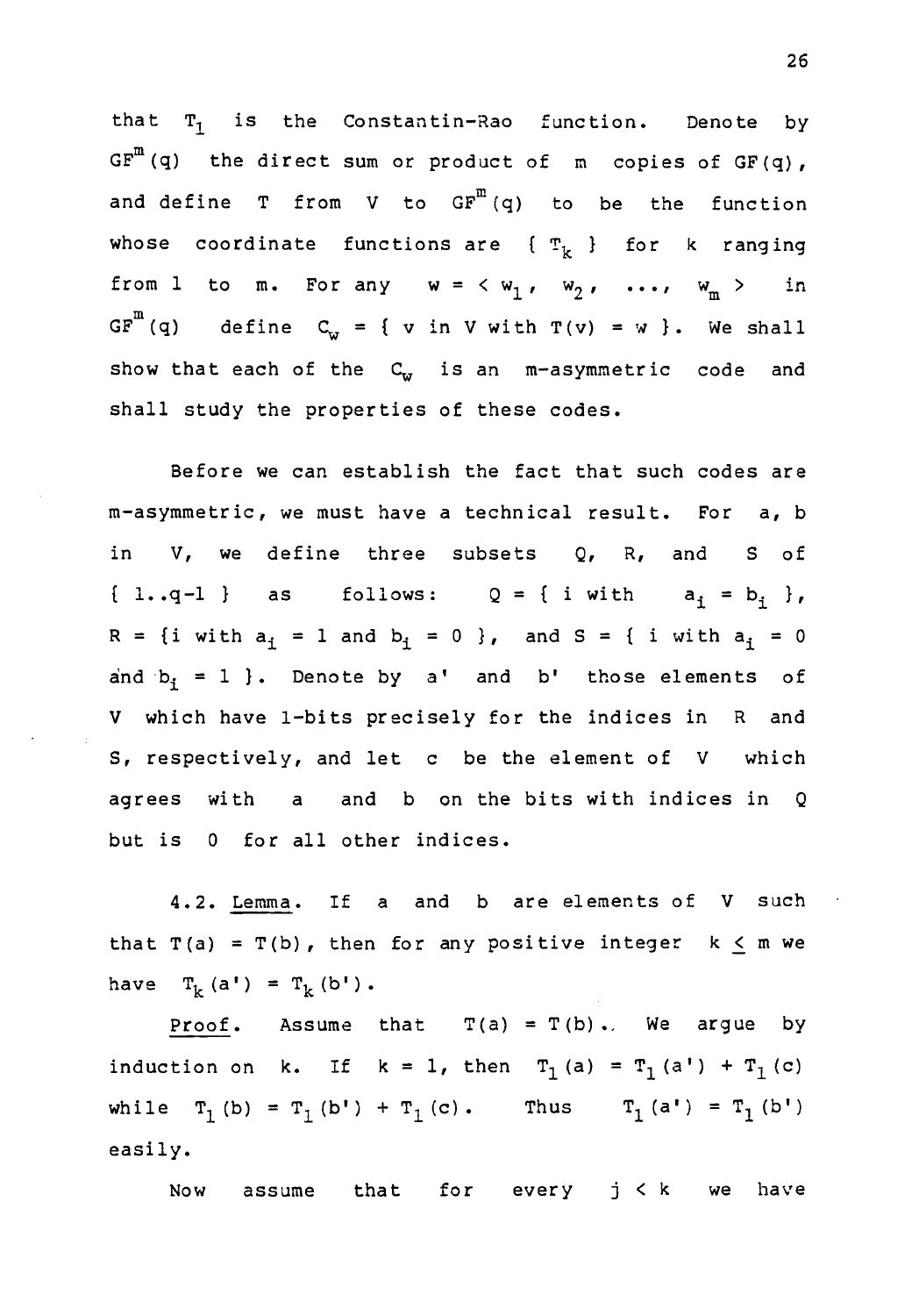that $T_1$ is the Constantin-Rao function. Denote by $GF^m(q)$ the direct sum or product of $m$ copies of $GF(q)$, and define $T$ from $V$ to $GF^m(q)$ to be the function whose coordinate functions are $\{ T_k \}$ for $k$ ranging from 1 to $m$. For any $w = < w_1, w_2, \ldots, w_m >$ in $GF^m(q)$ define $C_w = \{ v \text{ in } V \text{ with } T(v) = w \}$. We shall show that each of the $C_w$ is an m-asymmetric code and shall study the properties of these codes.

Before we can establish the fact that such codes are m-asymmetric, we must have a technical result. For $a$, $b$ in $V$, we define three subsets $Q$, $R$, and $S$ of $\{ 1..q-1 \}$ as follows: $Q = \{ i \text{ with } a_i = b_i \}$, $R = \{ i \text{ with } a_i = 1 \text{ and } b_i = 0 \}$, and $S = \{ i \text{ with } a_i = 0 \text{ and } b_i = 1 \}$. Denote by $a'$ and $b'$ those elements of $V$ which have 1-bits precisely for the indices in $R$ and $S$, respectively, and let $c$ be the element of $V$ which agrees with $a$ and $b$ on the bits with indices in $Q$ but is 0 for all other indices.

4.2. Lemma. If $a$ and $b$ are elements of $V$ such that $T(a) = T(b)$, then for any positive integer $k \leq m$ we have $T_k(a') = T_k(b')$.

Proof. Assume that $T(a) = T(b)$. We argue by induction on $k$. If $k = 1$, then $T_1(a) = T_1(a') + T_1(c)$ while $T_1(b) = T_1(b') + T_1(c)$. Thus $T_1(a') = T_1(b')$ easily.

Now assume that for every $j < k$ we have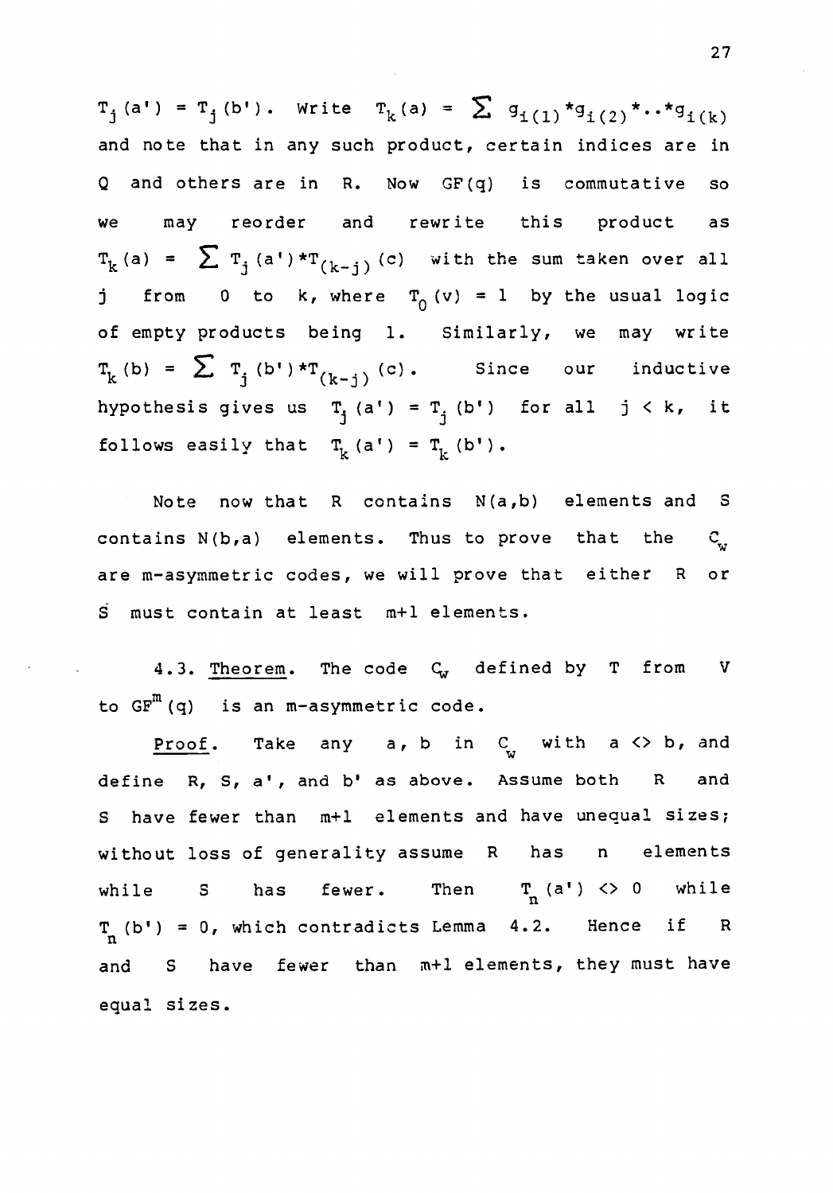$T_j(a') = T_j(b')$. Write $T_k(a) = \sum g_{i(1)} * g_{i(2)} * \cdot\cdot * g_{i(k)}$ and note that in any such product, certain indices are in Q and others are in R. Now GF(q) is commutative so we may reorder and rewrite this product as $T_k(a) = \sum T_j(a') * T_{(k-j)}(c)$ with the sum taken over all j from 0 to k, where $T_0(v) = 1$ by the usual logic of empty products being 1. Similarly, we may write $T_k(b) = \sum T_j(b') * T_{(k-j)}(c)$. Since our inductive hypothesis gives us $T_j(a') = T_j(b')$ for all $j < k$, it follows easily that $T_k(a') = T_k(b')$.

Note now that R contains N(a,b) elements and S contains N(b,a) elements. Thus to prove that the $C_w$ are m-asymmetric codes, we will prove that either R or S must contain at least m+1 elements.

4.3. <u>Theorem</u>. The code $C_w$ defined by T from V to $GF^m(q)$ is an m-asymmetric code.

<u>Proof</u>. Take any a, b in $C_w$ with a <> b, and define R, S, a', and b' as above. Assume both R and S have fewer than m+1 elements and have unequal sizes; without loss of generality assume R has n elements while S has fewer. Then $T_n(a') <> 0$ while $T_n(b') = 0$, which contradicts Lemma 4.2. Hence if R and S have fewer than m+1 elements, they must have equal sizes.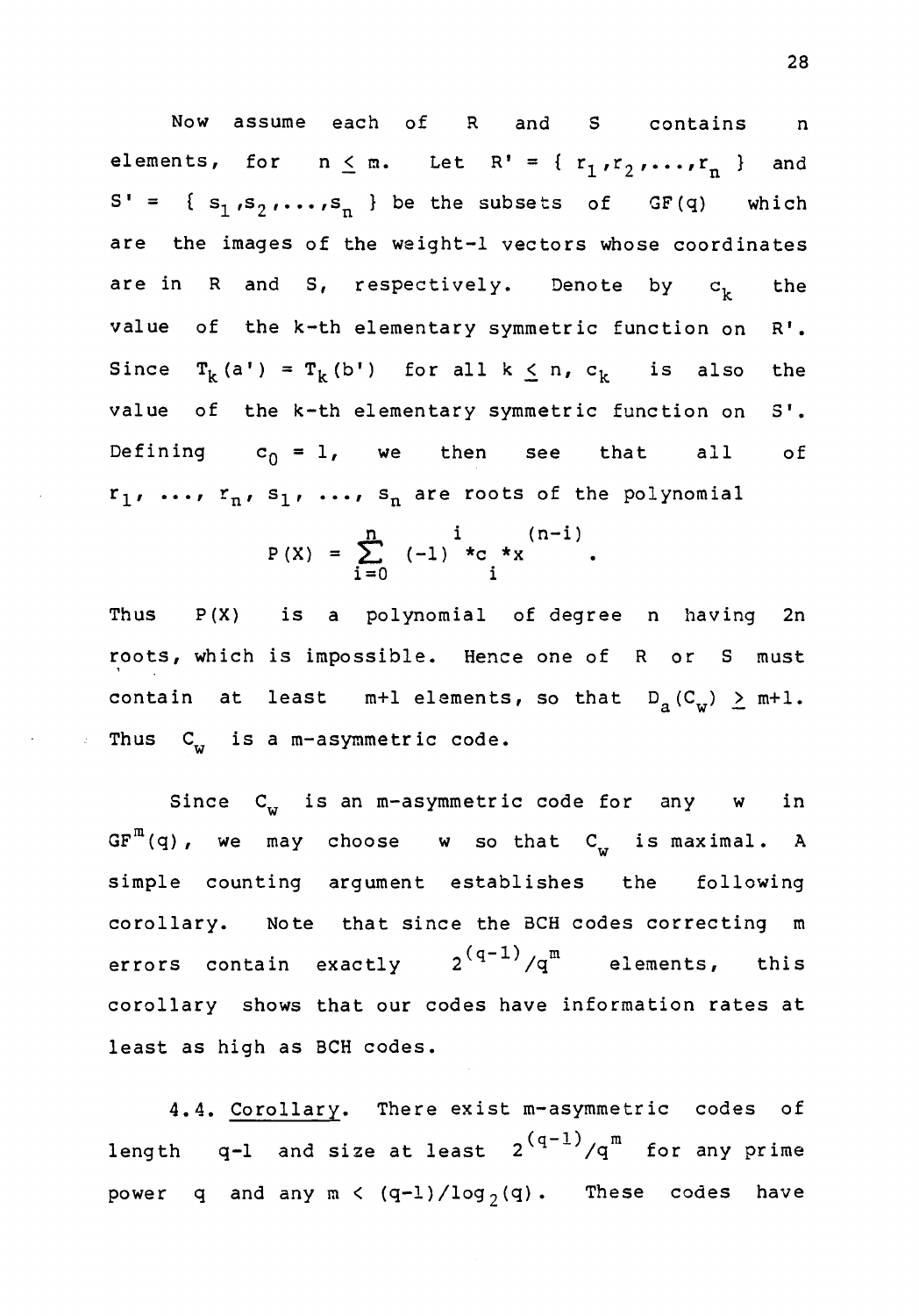Now assume each of R and S contains n elements, for $n \le m$. Let $R' = \{ r_1, r_2, \ldots, r_n \}$ and $S' = \{ s_1, s_2, \ldots, s_n \}$ be the subsets of $GF(q)$ which are the images of the weight-1 vectors whose coordinates are in R and S, respectively. Denote by $c_k$ the value of the k-th elementary symmetric function on R'. Since $T_k(a') = T_k(b')$ for all $k \le n$, $c_k$ is also the value of the k-th elementary symmetric function on S'. Defining $c_0 = 1$, we then see that all of $r_1, \ldots, r_n, s_1, \ldots, s_n$ are roots of the polynomial

$$P(X) = \sum_{i=0}^{n} (-1)^{i} * c_{i} * X^{(n-i)} .$$

Thus $P(X)$ is a polynomial of degree n having 2n roots, which is impossible. Hence one of R or S must contain at least m+1 elements, so that $D_a(C_w) \ge m+1$. Thus $C_w$ is a m-asymmetric code.

Since $C_w$ is an m-asymmetric code for any w in $GF^m(q)$, we may choose w so that $C_w$ is maximal. A simple counting argument establishes the following corollary. Note that since the BCH codes correcting m errors contain exactly $2^{(q-1)}/q^m$ elements, this corollary shows that our codes have information rates at least as high as BCH codes.

4.4. Corollary. There exist m-asymmetric codes of length q-1 and size at least $2^{(q-1)}/q^m$ for any prime power q and any $m < (q-1)/\log_2(q)$. These codes have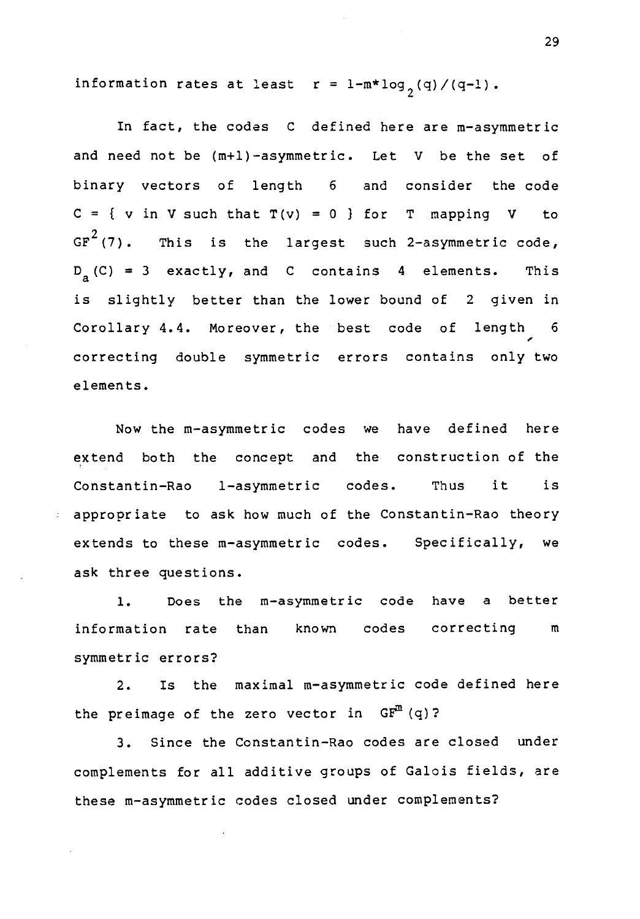information rates at least $r = 1-m*\log_2(q)/(q-1)$.

In fact, the codes C defined here are m-asymmetric and need not be (m+1)-asymmetric. Let V be the set of binary vectors of length 6 and consider the code C = { v in V such that T(v) = 0 } for T mapping V to $GF^2(7)$. This is the largest such 2-asymmetric code, $D_a(C) = 3$ exactly, and C contains 4 elements. This is slightly better than the lower bound of 2 given in Corollary 4.4. Moreover, the best code of length 6 correcting double symmetric errors contains only two elements.

Now the m-asymmetric codes we have defined here extend both the concept and the construction of the Constantin-Rao 1-asymmetric codes. Thus it is appropriate to ask how much of the Constantin-Rao theory extends to these m-asymmetric codes. Specifically, we ask three questions.

1. Does the m-asymmetric code have a better information rate than known codes correcting m symmetric errors?

2. Is the maximal m-asymmetric code defined here the preimage of the zero vector in $GF^m(q)$?

3. Since the Constantin-Rao codes are closed under complements for all additive groups of Galois fields, are these m-asymmetric codes closed under complements?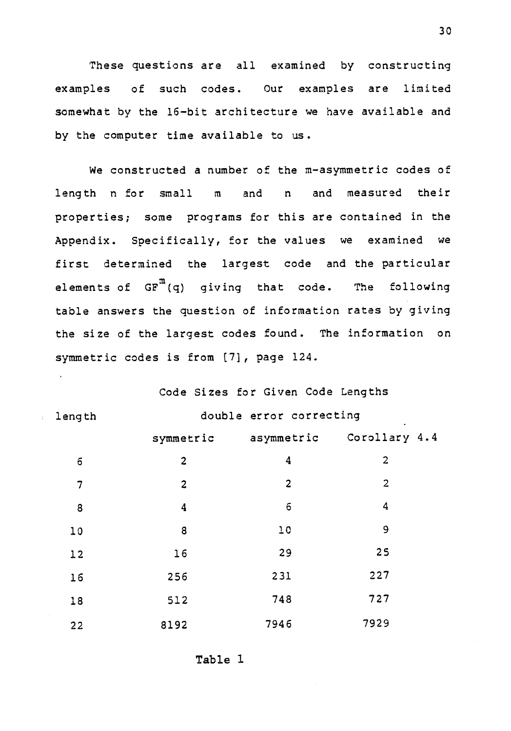These questions are all examined by constructing examples of such codes. Our examples are limited somewhat by the 16-bit architecture we have available and by the computer time available to us.

We constructed a number of the m-asymmetric codes of length n for small m and n and measured their properties; some programs for this are contained in the Appendix. Specifically, for the values we examined we first determined the largest code and the particular elements of $GF^m(q)$ giving that code. The following table answers the question of information rates by giving the size of the largest codes found. The information on symmetric codes is from [7], page 124.

Code Sizes for Given Code Lengths

| length | double error correcting | | |
|---|---|---|---|
| | symmetric | asymmetric | Corollary 4.4 |
| 6 | 2 | 4 | 2 |
| 7 | 2 | 2 | 2 |
| 8 | 4 | 6 | 4 |
| 10 | 8 | 10 | 9 |
| 12 | 16 | 29 | 25 |
| 16 | 256 | 231 | 227 |
| 18 | 512 | 748 | 727 |
| 22 | 8192 | 7946 | 7929 |

Table 1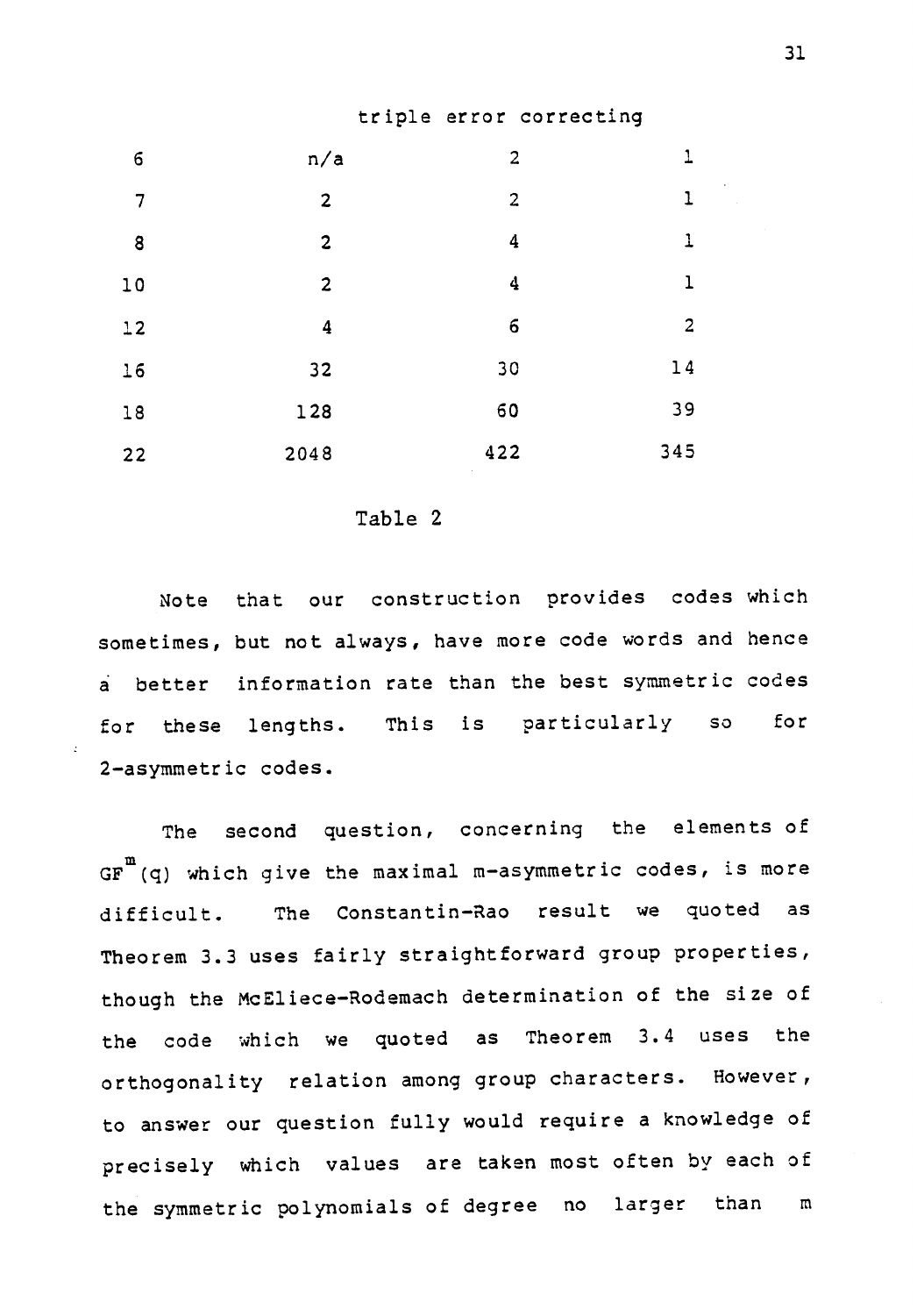| triple error correcting | | | |
|---|---|---|---|
| 6 | n/a | 2 | 1 |
| 7 | 2 | 2 | 1 |
| 8 | 2 | 4 | 1 |
| 10 | 2 | 4 | 1 |
| 12 | 4 | 6 | 2 |
| 16 | 32 | 30 | 14 |
| 18 | 128 | 60 | 39 |
| 22 | 2048 | 422 | 345 |

Table 2

Note that our construction provides codes which sometimes, but not always, have more code words and hence a better information rate than the best symmetric codes for these lengths. This is particularly so for 2-asymmetric codes.

The second question, concerning the elements of $GF^m(q)$ which give the maximal m-asymmetric codes, is more difficult. The Constantin-Rao result we quoted as Theorem 3.3 uses fairly straightforward group properties, though the McEliece-Rodemach determination of the size of the code which we quoted as Theorem 3.4 uses the orthogonality relation among group characters. However, to answer our question fully would require a knowledge of precisely which values are taken most often by each of the symmetric polynomials of degree no larger than m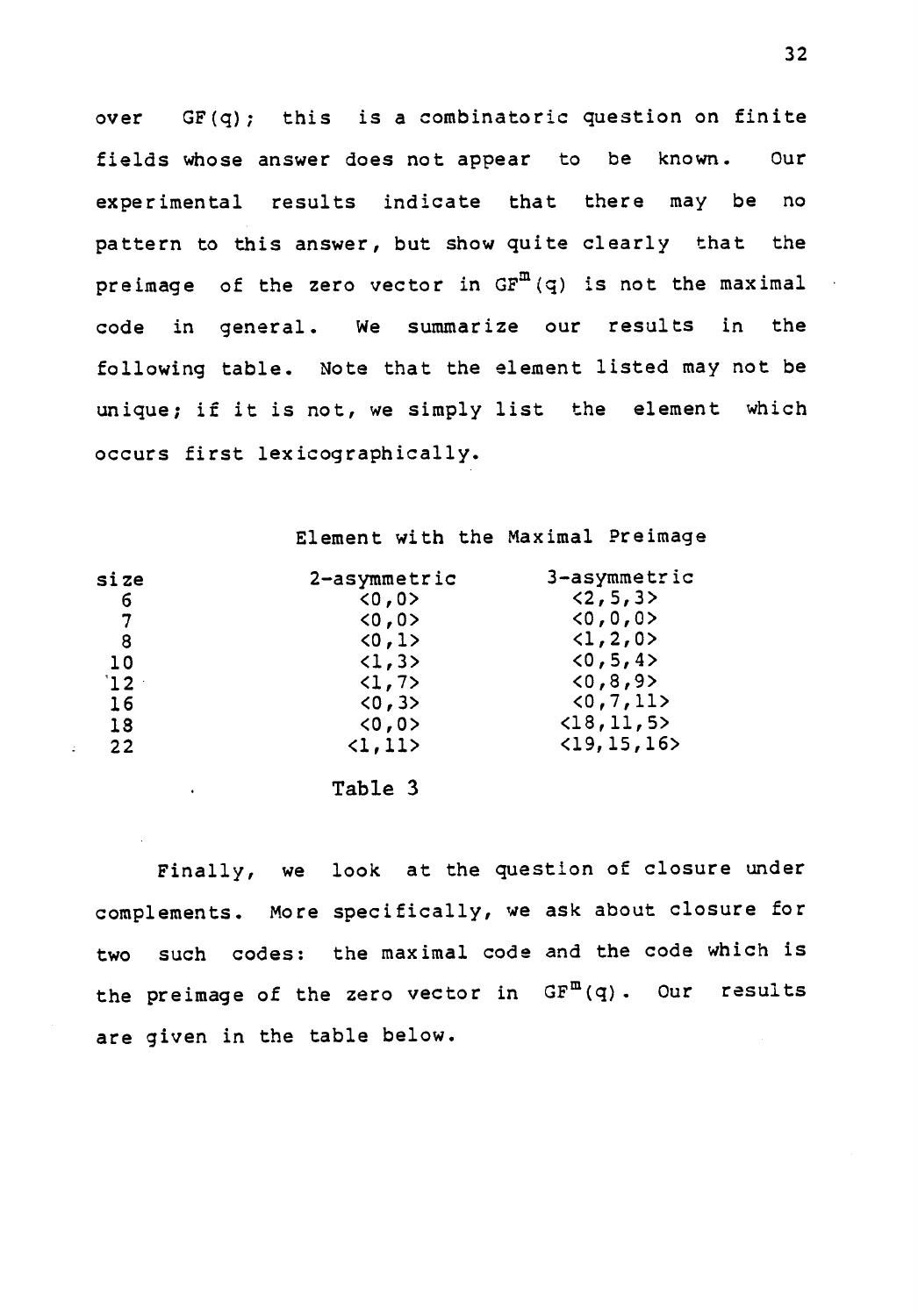over GF(q); this is a combinatoric question on finite fields whose answer does not appear to be known. Our experimental results indicate that there may be no pattern to this answer, but show quite clearly that the preimage of the zero vector in $GF^m(q)$ is not the maximal code in general. We summarize our results in the following table. Note that the element listed may not be unique; if it is not, we simply list the element which occurs first lexicographically.

Element with the Maximal Preimage

| size | 2-asymmetric | 3-asymmetric |
|---|---|---|
| 6 | <0,0> | <2,5,3> |
| 7 | <0,0> | <0,0,0> |
| 8 | <0,1> | <1,2,0> |
| 10 | <1,3> | <0,5,4> |
| 12 | <1,7> | <0,8,9> |
| 16 | <0,3> | <0,7,11> |
| 18 | <0,0> | <18,11,5> |
| 22 | <1,11> | <19,15,16> |

Table 3

Finally, we look at the question of closure under complements. More specifically, we ask about closure for two such codes: the maximal code and the code which is the preimage of the zero vector in $GF^m(q)$. Our results are given in the table below.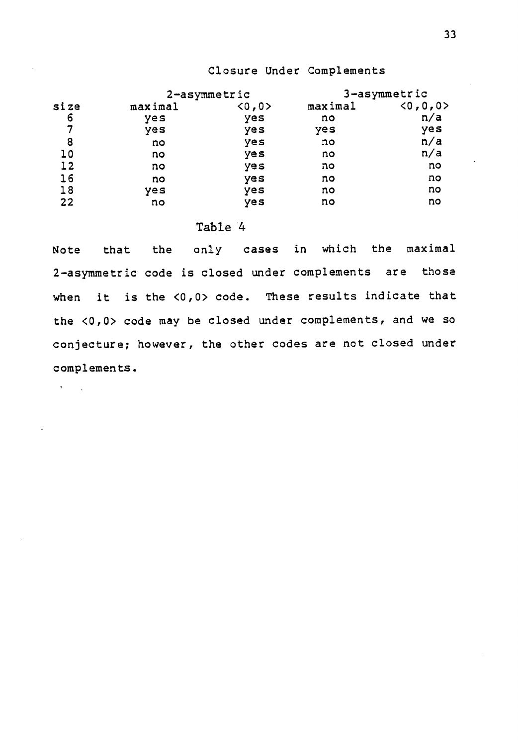Closure Under Complements

| size | 2-asymmetric | | 3-asymmetric | |
|---|---|---|---|---|
| | maximal | <0,0> | maximal | <0,0,0> |
| 6 | yes | yes | no | n/a |
| 7 | yes | yes | yes | yes |
| 8 | no | yes | no | n/a |
| 10 | no | yes | no | n/a |
| 12 | no | yes | no | no |
| 16 | no | yes | no | no |
| 18 | yes | yes | no | no |
| 22 | no | yes | no | no |

Table 4

Note that the only cases in which the maximal 2-asymmetric code is closed under complements are those when it is the <0,0> code. These results indicate that the <0,0> code may be closed under complements, and we so conjecture; however, the other codes are not closed under complements.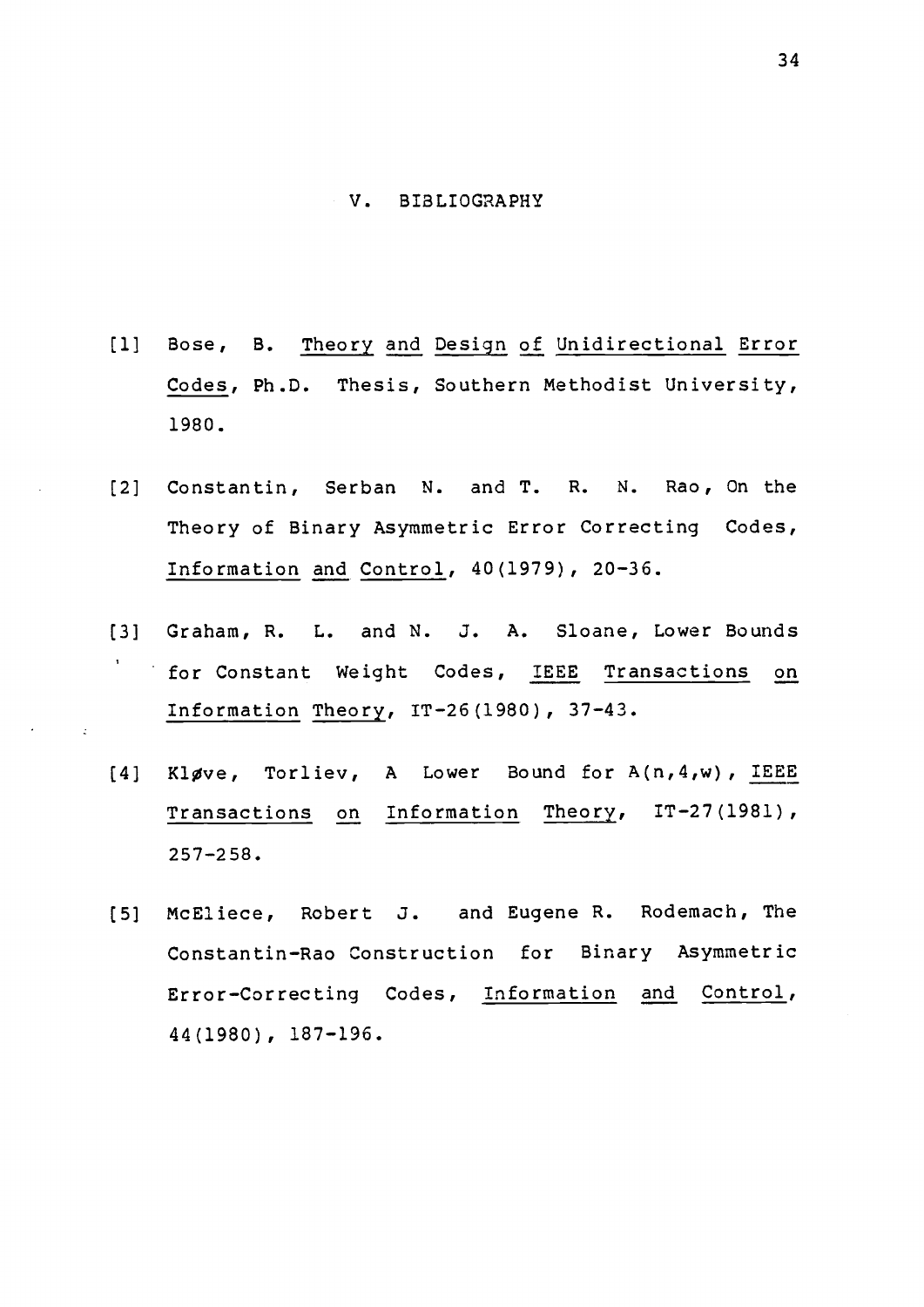# V. BIBLIOGRAPHY

[1] Bose, B. *Theory and Design of Unidirectional Error Codes*, Ph.D. Thesis, Southern Methodist University, 1980.

[2] Constantin, Serban N. and T. R. N. Rao, On the Theory of Binary Asymmetric Error Correcting Codes, *Information and Control*, 40(1979), 20-36.

[3] Graham, R. L. and N. J. A. Sloane, Lower Bounds for Constant Weight Codes, *IEEE Transactions on Information Theory*, IT-26(1980), 37-43.

[4] Kløve, Torliev, A Lower Bound for A(n,4,w), *IEEE Transactions on Information Theory*, IT-27(1981), 257-258.

[5] McEliece, Robert J. and Eugene R. Rodemach, The Constantin-Rao Construction for Binary Asymmetric Error-Correcting Codes, *Information and Control*, 44(1980), 187-196.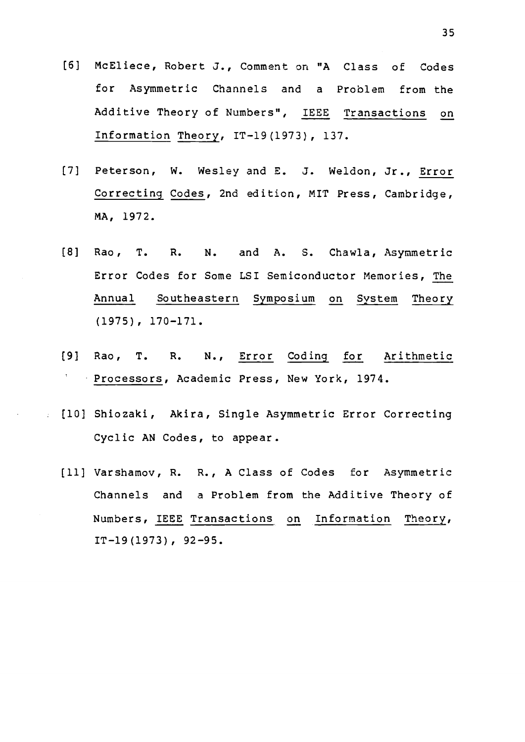[6] McEliece, Robert J., Comment on "A Class of Codes for Asymmetric Channels and a Problem from the Additive Theory of Numbers", IEEE Transactions on Information Theory, IT-19(1973), 137.

[7] Peterson, W. Wesley and E. J. Weldon, Jr., Error Correcting Codes, 2nd edition, MIT Press, Cambridge, MA, 1972.

[8] Rao, T. R. N. and A. S. Chawla, Asymmetric Error Codes for Some LSI Semiconductor Memories, The Annual Southeastern Symposium on System Theory (1975), 170-171.

[9] Rao, T. R. N., Error Coding for Arithmetic Processors, Academic Press, New York, 1974.

[10] Shiozaki, Akira, Single Asymmetric Error Correcting Cyclic AN Codes, to appear.

[11] Varshamov, R. R., A Class of Codes for Asymmetric Channels and a Problem from the Additive Theory of Numbers, IEEE Transactions on Information Theory, IT-19(1973), 92-95.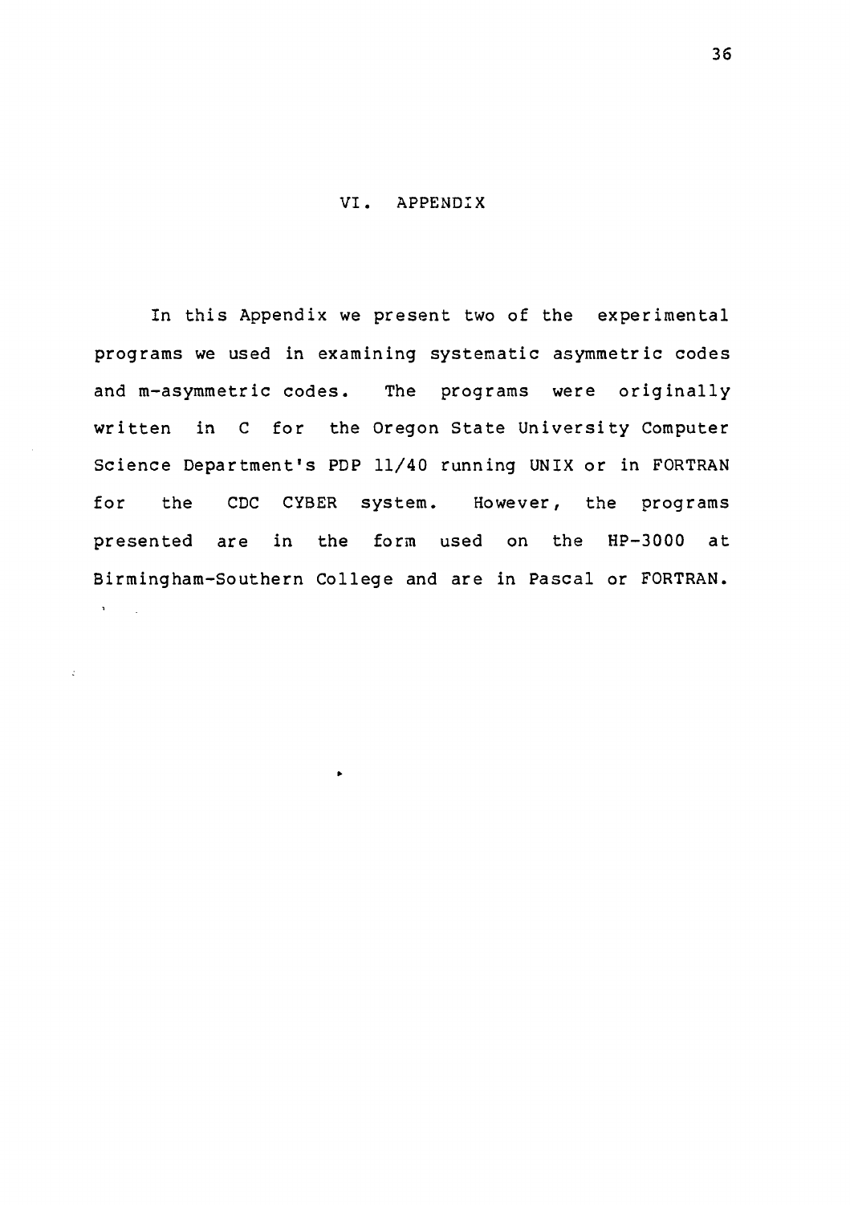# VI. APPENDIX

In this Appendix we present two of the experimental programs we used in examining systematic asymmetric codes and m-asymmetric codes. The programs were originally written in C for the Oregon State University Computer Science Department's PDP 11/40 running UNIX or in FORTRAN for the CDC CYBER system. However, the programs presented are in the form used on the HP-3000 at Birmingham-Southern College and are in Pascal or FORTRAN.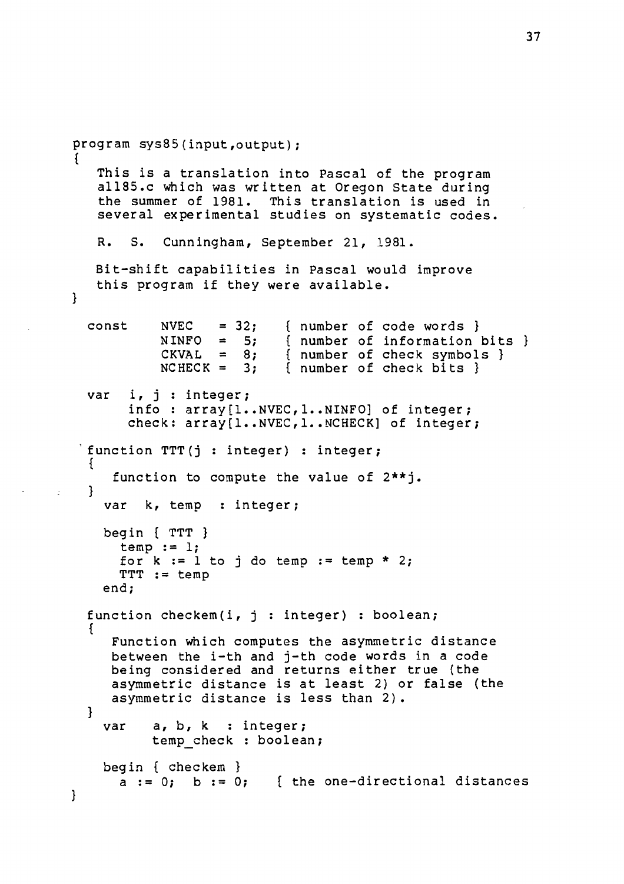```
program sys85(input,output);
{
   This is a translation into Pascal of the program
   all85.c which was written at Oregon State during
   the summer of 1981.  This translation is used in
   several experimental studies on systematic codes.

   R.  S.  Cunningham, September 21, 1981.

   Bit-shift capabilities in Pascal would improve
   this program if they were available.
}

  const     NVEC   = 32;    { number of code words }
            NINFO  =  5;    { number of information bits }
            CKVAL  =  8;    { number of check symbols }
            NCHECK =  3;    { number of check bits }

  var  i, j : integer;
       info : array[1..NVEC,1..NINFO] of integer;
       check: array[1..NVEC,1..NCHECK] of integer;

  function TTT(j : integer) : integer;
  {
     function to compute the value of 2**j.
  }
    var  k, temp  : integer;

    begin { TTT }
      temp := 1;
      for k := 1 to j do temp := temp * 2;
      TTT := temp
    end;

  function checkem(i, j : integer) : boolean;
  {
     Function which computes the asymmetric distance
     between the i-th and j-th code words in a code
     being considered and returns either true (the
     asymmetric distance is at least 2) or false (the
     asymmetric distance is less than 2).
  }
    var    a, b, k  : integer;
           temp_check : boolean;

    begin { checkem }
      a := 0;  b := 0;    { the one-directional distances
}
```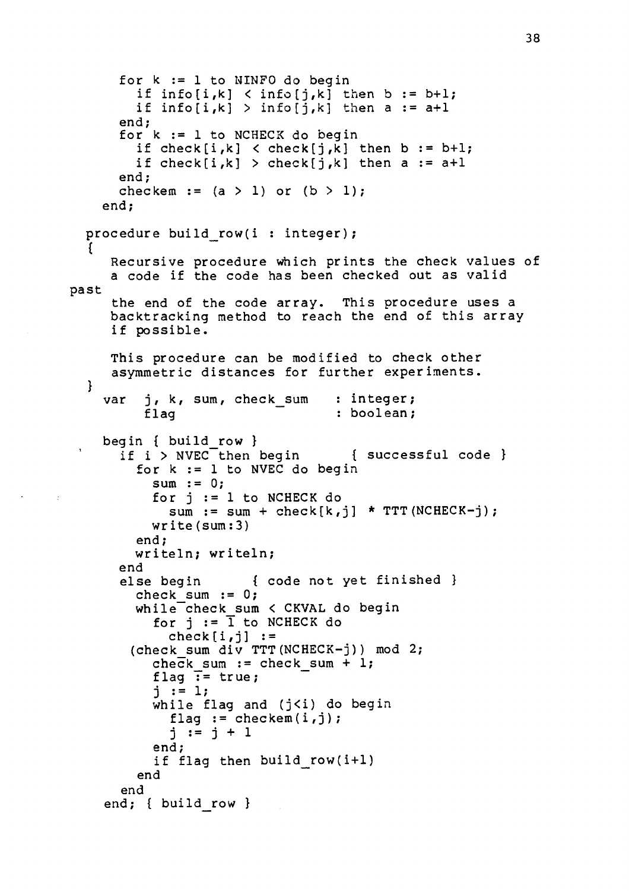```
      for k := 1 to NINFO do begin
        if info[i,k] < info[j,k] then b := b+1;
        if info[i,k] > info[j,k] then a := a+1
      end;
      for k := 1 to NCHECK do begin
        if check[i,k] < check[j,k] then b := b+1;
        if check[i,k] > check[j,k] then a := a+1
      end;
      checkem := (a > 1) or (b > 1);
    end;

  procedure build_row(i : integer);
  {
     Recursive procedure which prints the check values of
     a code if the code has been checked out as valid
past
     the end of the code array.  This procedure uses a
     backtracking method to reach the end of this array
     if possible.

     This procedure can be modified to check other
     asymmetric distances for further experiments.
  }
    var  j, k, sum, check_sum   : integer;
         flag                   : boolean;

    begin { build_row }
      if i > NVEC then begin       { successful code }
        for k := 1 to NVEC do begin
          sum := 0;
          for j := 1 to NCHECK do
            sum := sum + check[k,j] * TTT(NCHECK-j);
          write(sum:3)
        end;
        writeln; writeln;
      end
      else begin      { code not yet finished }
        check_sum := 0;
        while check_sum < CKVAL do begin
          for j := 1 to NCHECK do
            check[i,j] :=
       (check_sum div TTT(NCHECK-j)) mod 2;
          check_sum := check_sum + 1;
          flag := true;
          j := 1;
          while flag and (j<i) do begin
            flag := checkem(i,j);
            j := j + 1
          end;
          if flag then build_row(i+1)
        end
      end
    end; { build_row }
```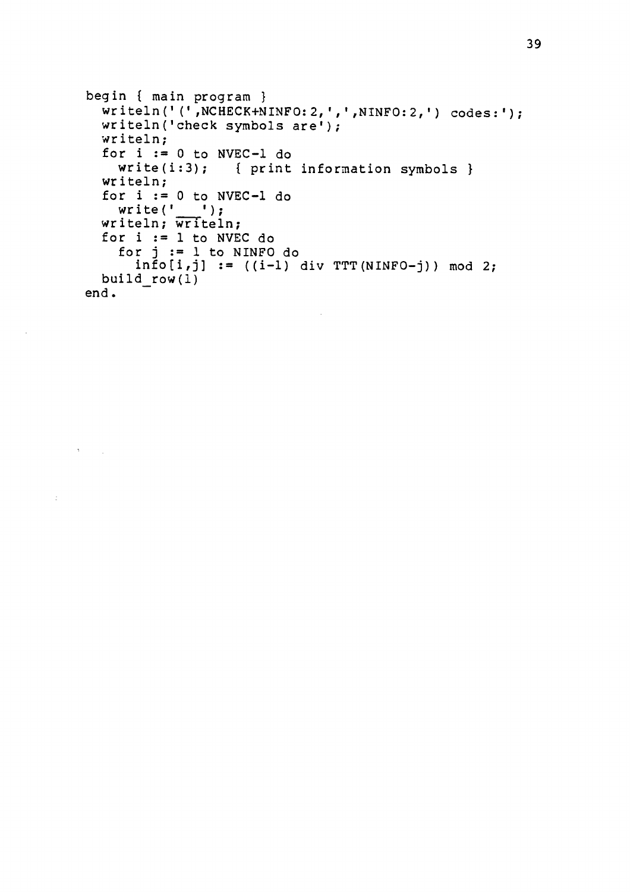```
begin { main program }
  writeln('(',NCHECK+NINFO:2,',',NINFO:2,') codes:');
  writeln('check symbols are');
  writeln;
  for i := 0 to NVEC-1 do
    write(i:3);    { print information symbols }
  writeln;
  for i := 0 to NVEC-1 do
    write(' ___');
  writeln; writeln;
  for i := 1 to NVEC do
    for j := 1 to NINFO do
      info[i,j] := ((i-1) div TTT(NINFO-j)) mod 2;
  build_row(1)
end.
```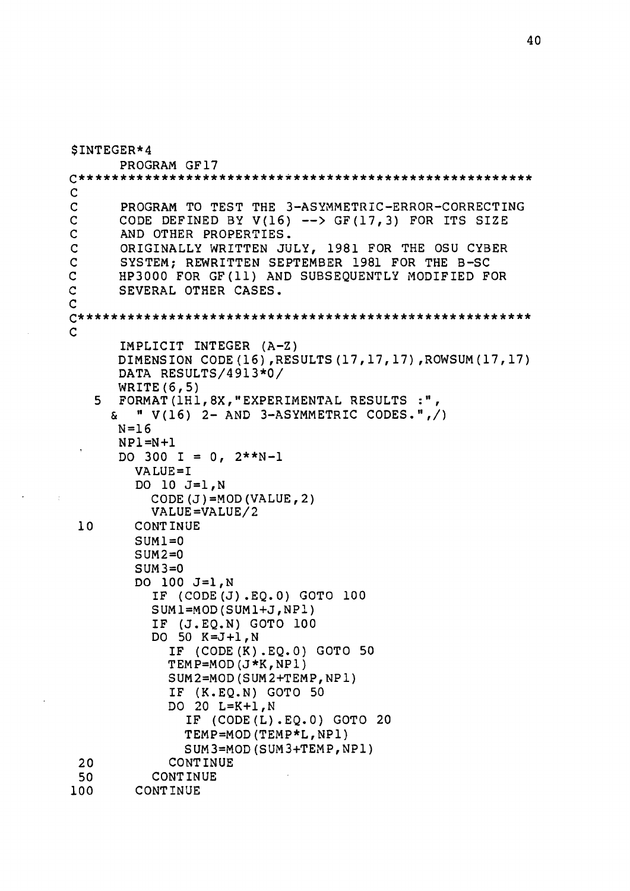```
$INTEGER*4
      PROGRAM GF17
C*****************************************************
C
C     PROGRAM TO TEST THE 3-ASYMMETRIC-ERROR-CORRECTING
C     CODE DEFINED BY V(16) --> GF(17,3) FOR ITS SIZE
C     AND OTHER PROPERTIES.
C     ORIGINALLY WRITTEN JULY, 1981 FOR THE OSU CYBER
C     SYSTEM; REWRITTEN SEPTEMBER 1981 FOR THE B-SC
C     HP3000 FOR GF(11) AND SUBSEQUENTLY MODIFIED FOR
C     SEVERAL OTHER CASES.
C
C*****************************************************
C
      IMPLICIT INTEGER (A-Z)
      DIMENSION CODE(16),RESULTS(17,17,17),ROWSUM(17,17)
      DATA RESULTS/4913*0/
      WRITE(6,5)
    5 FORMAT(1H1,8X,"EXPERIMENTAL RESULTS :",
     &  " V(16) 2- AND 3-ASYMMETRIC CODES.",/)
      N=16
      NP1=N+1
      DO 300 I = 0, 2**N-1
        VALUE=I
        DO 10 J=1,N
          CODE(J)=MOD(VALUE,2)
          VALUE=VALUE/2
 10     CONTINUE
        SUM1=0
        SUM2=0
        SUM3=0
        DO 100 J=1,N
          IF (CODE(J).EQ.0) GOTO 100
          SUM1=MOD(SUM1+J,NP1)
          IF (J.EQ.N) GOTO 100
          DO 50 K=J+1,N
            IF (CODE(K).EQ.0) GOTO 50
            TEMP=MOD(J*K,NP1)
            SUM2=MOD(SUM2+TEMP,NP1)
            IF (K.EQ.N) GOTO 50
            DO 20 L=K+1,N
              IF (CODE(L).EQ.0) GOTO 20
              TEMP=MOD(TEMP*L,NP1)
              SUM3=MOD(SUM3+TEMP,NP1)
 20         CONTINUE
 50       CONTINUE
100     CONTINUE
```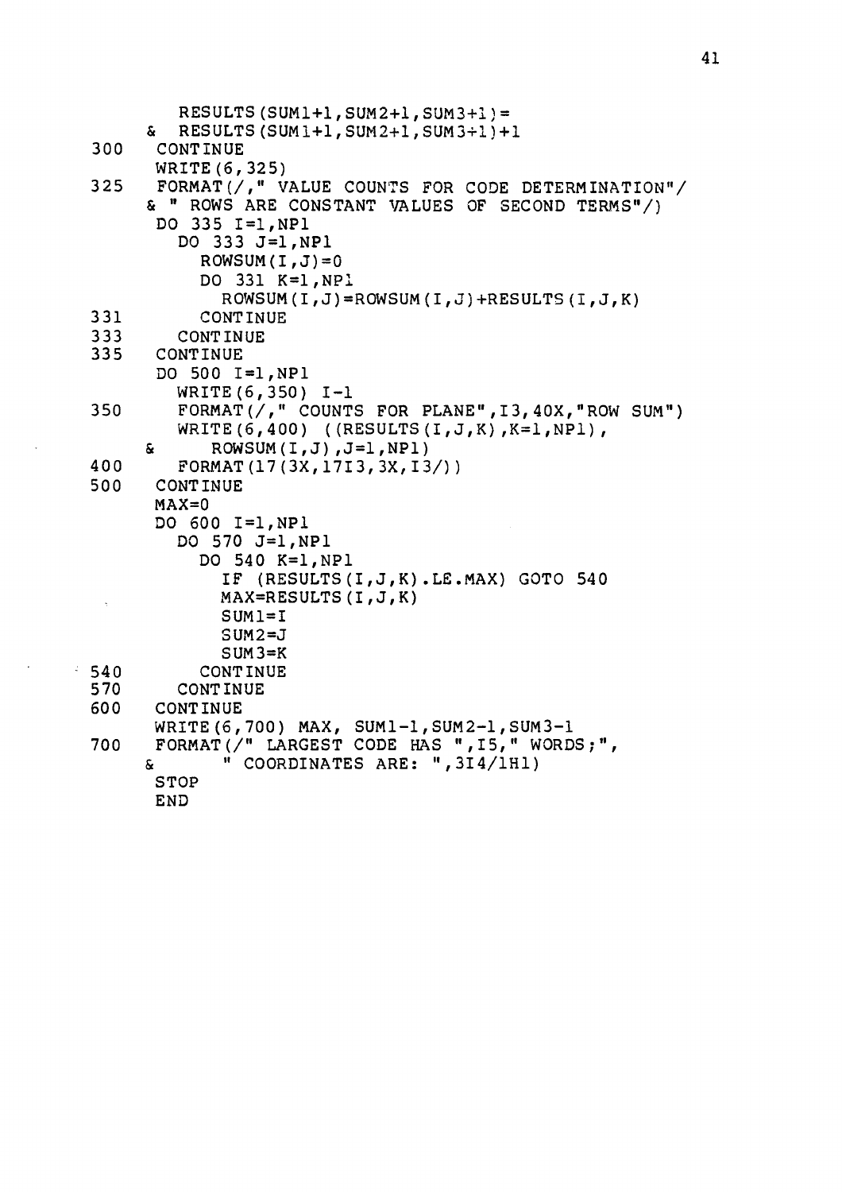```
          RESULTS(SUM1+1,SUM2+1,SUM3+1)=
     &    RESULTS(SUM1+1,SUM2+1,SUM3+1)+1
300    CONTINUE
       WRITE(6,325)
325    FORMAT(/," VALUE COUNTS FOR CODE DETERMINATION"/
     & " ROWS ARE CONSTANT VALUES OF SECOND TERMS"/)
       DO 335 I=1,NP1
         DO 333 J=1,NP1
           ROWSUM(I,J)=0
           DO 331 K=1,NP1
             ROWSUM(I,J)=ROWSUM(I,J)+RESULTS(I,J,K)
331        CONTINUE
333      CONTINUE
335    CONTINUE
       DO 500 I=1,NP1
         WRITE(6,350) I-1
350      FORMAT(/," COUNTS FOR PLANE",I3,40X,"ROW SUM")
         WRITE(6,400) ((RESULTS(I,J,K),K=1,NP1),
     &      ROWSUM(I,J),J=1,NP1)
400      FORMAT(17(3X,17I3,3X,I3/))
500    CONTINUE
       MAX=0
       DO 600 I=1,NP1
         DO 570 J=1,NP1
           DO 540 K=1,NP1
             IF (RESULTS(I,J,K).LE.MAX) GOTO 540
             MAX=RESULTS(I,J,K)
             SUM1=I
             SUM2=J
             SUM3=K
540        CONTINUE
570      CONTINUE
600    CONTINUE
       WRITE(6,700) MAX, SUM1-1,SUM2-1,SUM3-1
700    FORMAT(/" LARGEST CODE HAS ",I5," WORDS;",
     &       " COORDINATES ARE: ",3I4/1H1)
       STOP
       END
```